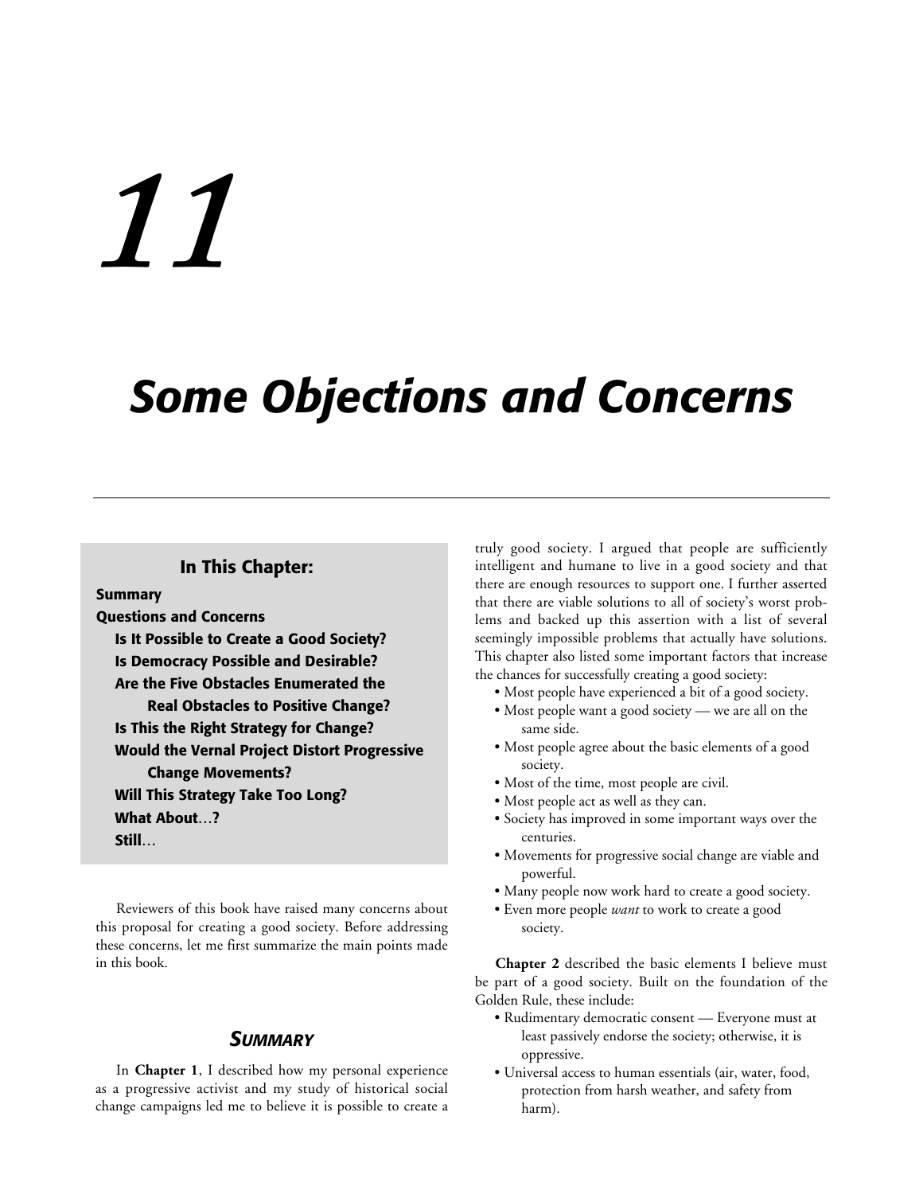# 11

# Some Objections and Concerns

**In This Chapter:**

**Summary**
**Questions and Concerns**
- **Is It Possible to Create a Good Society?**
- **Is Democracy Possible and Desirable?**
- **Are the Five Obstacles Enumerated the Real Obstacles to Positive Change?**
- **Is This the Right Strategy for Change?**
- **Would the Vernal Project Distort Progressive Change Movements?**
- **Will This Strategy Take Too Long?**
- **What About…?**
- **Still…**

Reviewers of this book have raised many concerns about this proposal for creating a good society. Before addressing these concerns, let me first summarize the main points made in this book.

## *Summary*

In **Chapter 1**, I described how my personal experience as a progressive activist and my study of historical social change campaigns led me to believe it is possible to create a truly good society. I argued that people are sufficiently intelligent and humane to live in a good society and that there are enough resources to support one. I further asserted that there are viable solutions to all of society's worst problems and backed up this assertion with a list of several seemingly impossible problems that actually have solutions. This chapter also listed some important factors that increase the chances for successfully creating a good society:

- Most people have experienced a bit of a good society.
- Most people want a good society — we are all on the same side.
- Most people agree about the basic elements of a good society.
- Most of the time, most people are civil.
- Most people act as well as they can.
- Society has improved in some important ways over the centuries.
- Movements for progressive social change are viable and powerful.
- Many people now work hard to create a good society.
- Even more people *want* to work to create a good society.

**Chapter 2** described the basic elements I believe must be part of a good society. Built on the foundation of the Golden Rule, these include:

- Rudimentary democratic consent — Everyone must at least passively endorse the society; otherwise, it is oppressive.
- Universal access to human essentials (air, water, food, protection from harsh weather, and safety from harm).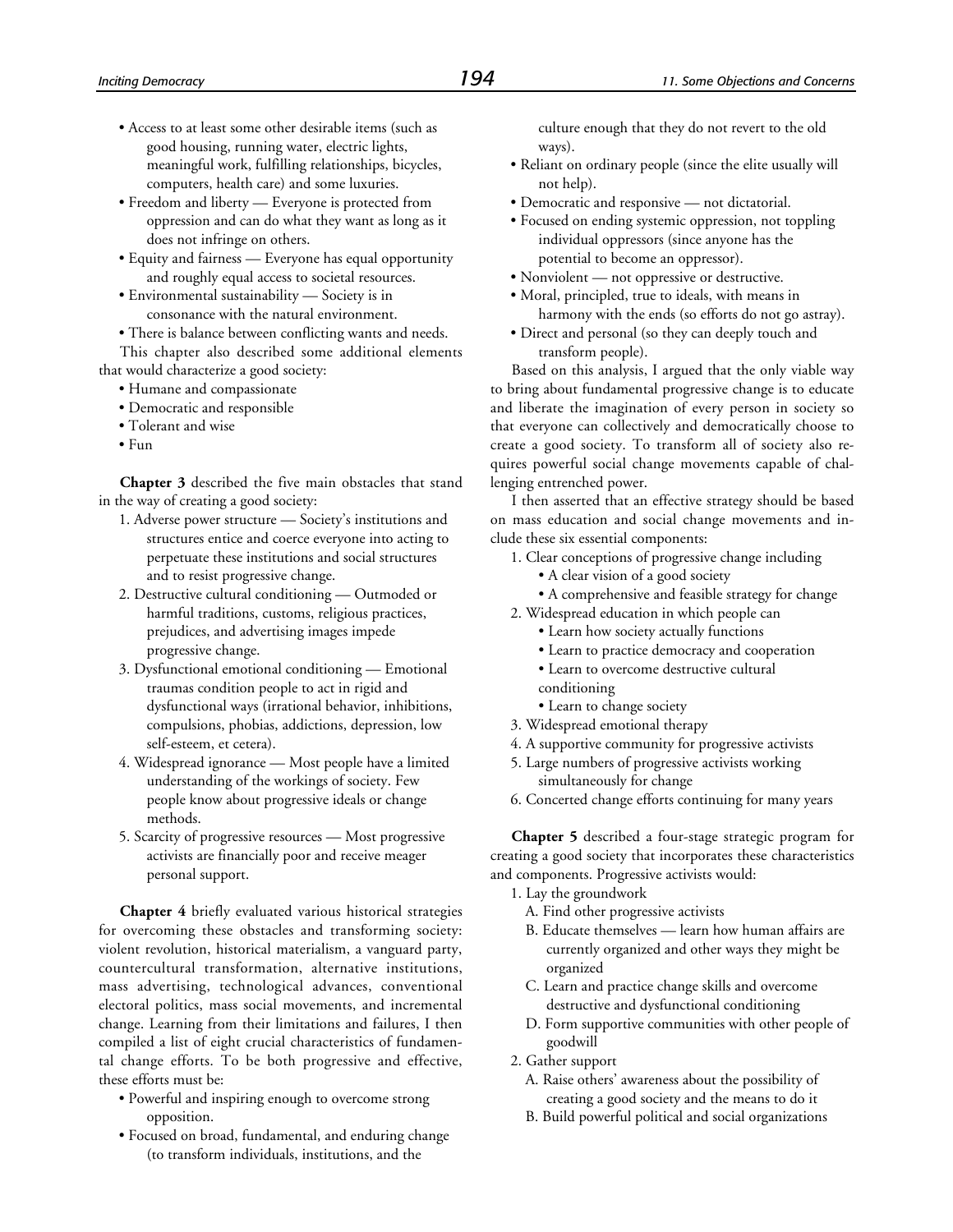- Access to at least some other desirable items (such as good housing, running water, electric lights, meaningful work, fulfilling relationships, bicycles, computers, health care) and some luxuries.
- Freedom and liberty — Everyone is protected from oppression and can do what they want as long as it does not infringe on others.
- Equity and fairness — Everyone has equal opportunity and roughly equal access to societal resources.
- Environmental sustainability — Society is in consonance with the natural environment.
- There is balance between conflicting wants and needs.

This chapter also described some additional elements that would characterize a good society:

- Humane and compassionate
- Democratic and responsible
- Tolerant and wise
- Fun

**Chapter 3** described the five main obstacles that stand in the way of creating a good society:

1. Adverse power structure — Society's institutions and structures entice and coerce everyone into acting to perpetuate these institutions and social structures and to resist progressive change.
2. Destructive cultural conditioning — Outmoded or harmful traditions, customs, religious practices, prejudices, and advertising images impede progressive change.
3. Dysfunctional emotional conditioning — Emotional traumas condition people to act in rigid and dysfunctional ways (irrational behavior, inhibitions, compulsions, phobias, addictions, depression, low self-esteem, et cetera).
4. Widespread ignorance — Most people have a limited understanding of the workings of society. Few people know about progressive ideals or change methods.
5. Scarcity of progressive resources — Most progressive activists are financially poor and receive meager personal support.

**Chapter 4** briefly evaluated various historical strategies for overcoming these obstacles and transforming society: violent revolution, historical materialism, a vanguard party, countercultural transformation, alternative institutions, mass advertising, technological advances, conventional electoral politics, mass social movements, and incremental change. Learning from their limitations and failures, I then compiled a list of eight crucial characteristics of fundamental change efforts. To be both progressive and effective, these efforts must be:

- Powerful and inspiring enough to overcome strong opposition.
- Focused on broad, fundamental, and enduring change (to transform individuals, institutions, and the culture enough that they do not revert to the old ways).
- Reliant on ordinary people (since the elite usually will not help).
- Democratic and responsive — not dictatorial.
- Focused on ending systemic oppression, not toppling individual oppressors (since anyone has the potential to become an oppressor).
- Nonviolent — not oppressive or destructive.
- Moral, principled, true to ideals, with means in harmony with the ends (so efforts do not go astray).
- Direct and personal (so they can deeply touch and transform people).

Based on this analysis, I argued that the only viable way to bring about fundamental progressive change is to educate and liberate the imagination of every person in society so that everyone can collectively and democratically choose to create a good society. To transform all of society also requires powerful social change movements capable of challenging entrenched power.

I then asserted that an effective strategy should be based on mass education and social change movements and include these six essential components:

1. Clear conceptions of progressive change including
   - A clear vision of a good society
   - A comprehensive and feasible strategy for change
2. Widespread education in which people can
   - Learn how society actually functions
   - Learn to practice democracy and cooperation
   - Learn to overcome destructive cultural conditioning
   - Learn to change society
3. Widespread emotional therapy
4. A supportive community for progressive activists
5. Large numbers of progressive activists working simultaneously for change
6. Concerted change efforts continuing for many years

**Chapter 5** described a four-stage strategic program for creating a good society that incorporates these characteristics and components. Progressive activists would:

1. Lay the groundwork
   - A. Find other progressive activists
   - B. Educate themselves — learn how human affairs are currently organized and other ways they might be organized
   - C. Learn and practice change skills and overcome destructive and dysfunctional conditioning
   - D. Form supportive communities with other people of goodwill
2. Gather support
   - A. Raise others' awareness about the possibility of creating a good society and the means to do it
   - B. Build powerful political and social organizations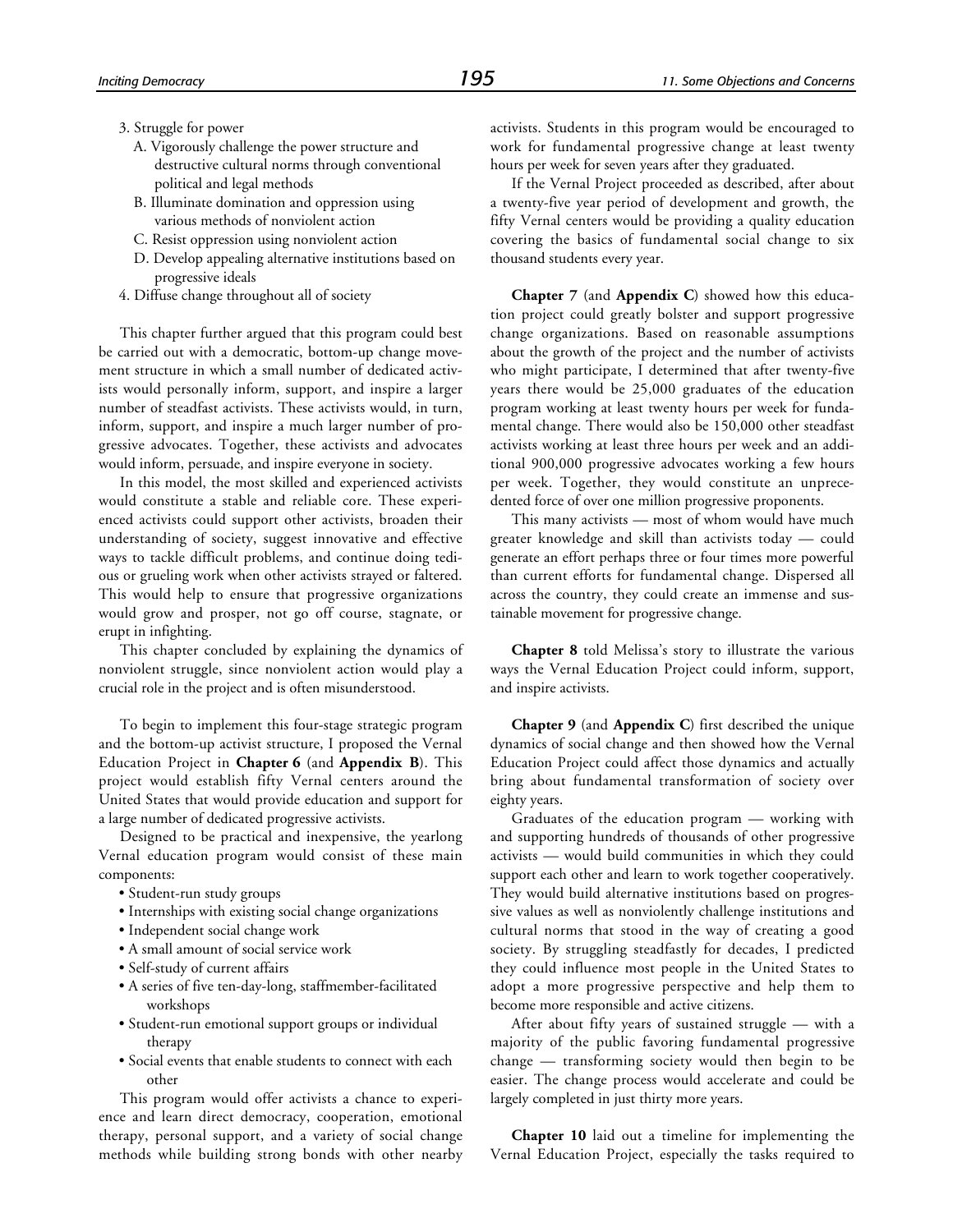3. Struggle for power
   - A. Vigorously challenge the power structure and destructive cultural norms through conventional political and legal methods
   - B. Illuminate domination and oppression using various methods of nonviolent action
   - C. Resist oppression using nonviolent action
   - D. Develop appealing alternative institutions based on progressive ideals
4. Diffuse change throughout all of society

This chapter further argued that this program could best be carried out with a democratic, bottom-up change movement structure in which a small number of dedicated activists would personally inform, support, and inspire a larger number of steadfast activists. These activists would, in turn, inform, support, and inspire a much larger number of progressive advocates. Together, these activists and advocates would inform, persuade, and inspire everyone in society.

In this model, the most skilled and experienced activists would constitute a stable and reliable core. These experienced activists could support other activists, broaden their understanding of society, suggest innovative and effective ways to tackle difficult problems, and continue doing tedious or grueling work when other activists strayed or faltered. This would help to ensure that progressive organizations would grow and prosper, not go off course, stagnate, or erupt in infighting.

This chapter concluded by explaining the dynamics of nonviolent struggle, since nonviolent action would play a crucial role in the project and is often misunderstood.

To begin to implement this four-stage strategic program and the bottom-up activist structure, I proposed the Vernal Education Project in **Chapter 6** (and **Appendix B**). This project would establish fifty Vernal centers around the United States that would provide education and support for a large number of dedicated progressive activists.

Designed to be practical and inexpensive, the yearlong Vernal education program would consist of these main components:

- Student-run study groups
- Internships with existing social change organizations
- Independent social change work
- A small amount of social service work
- Self-study of current affairs
- A series of five ten-day-long, staffmember-facilitated workshops
- Student-run emotional support groups or individual therapy
- Social events that enable students to connect with each other

This program would offer activists a chance to experience and learn direct democracy, cooperation, emotional therapy, personal support, and a variety of social change methods while building strong bonds with other nearby activists. Students in this program would be encouraged to work for fundamental progressive change at least twenty hours per week for seven years after they graduated.

If the Vernal Project proceeded as described, after about a twenty-five year period of development and growth, the fifty Vernal centers would be providing a quality education covering the basics of fundamental social change to six thousand students every year.

**Chapter 7** (and **Appendix C**) showed how this education project could greatly bolster and support progressive change organizations. Based on reasonable assumptions about the growth of the project and the number of activists who might participate, I determined that after twenty-five years there would be 25,000 graduates of the education program working at least twenty hours per week for fundamental change. There would also be 150,000 other steadfast activists working at least three hours per week and an additional 900,000 progressive advocates working a few hours per week. Together, they would constitute an unprecedented force of over one million progressive proponents.

This many activists — most of whom would have much greater knowledge and skill than activists today — could generate an effort perhaps three or four times more powerful than current efforts for fundamental change. Dispersed all across the country, they could create an immense and sustainable movement for progressive change.

**Chapter 8** told Melissa's story to illustrate the various ways the Vernal Education Project could inform, support, and inspire activists.

**Chapter 9** (and **Appendix C**) first described the unique dynamics of social change and then showed how the Vernal Education Project could affect those dynamics and actually bring about fundamental transformation of society over eighty years.

Graduates of the education program — working with and supporting hundreds of thousands of other progressive activists — would build communities in which they could support each other and learn to work together cooperatively. They would build alternative institutions based on progressive values as well as nonviolently challenge institutions and cultural norms that stood in the way of creating a good society. By struggling steadfastly for decades, I predicted they could influence most people in the United States to adopt a more progressive perspective and help them to become more responsible and active citizens.

After about fifty years of sustained struggle — with a majority of the public favoring fundamental progressive change — transforming society would then begin to be easier. The change process would accelerate and could be largely completed in just thirty more years.

**Chapter 10** laid out a timeline for implementing the Vernal Education Project, especially the tasks required to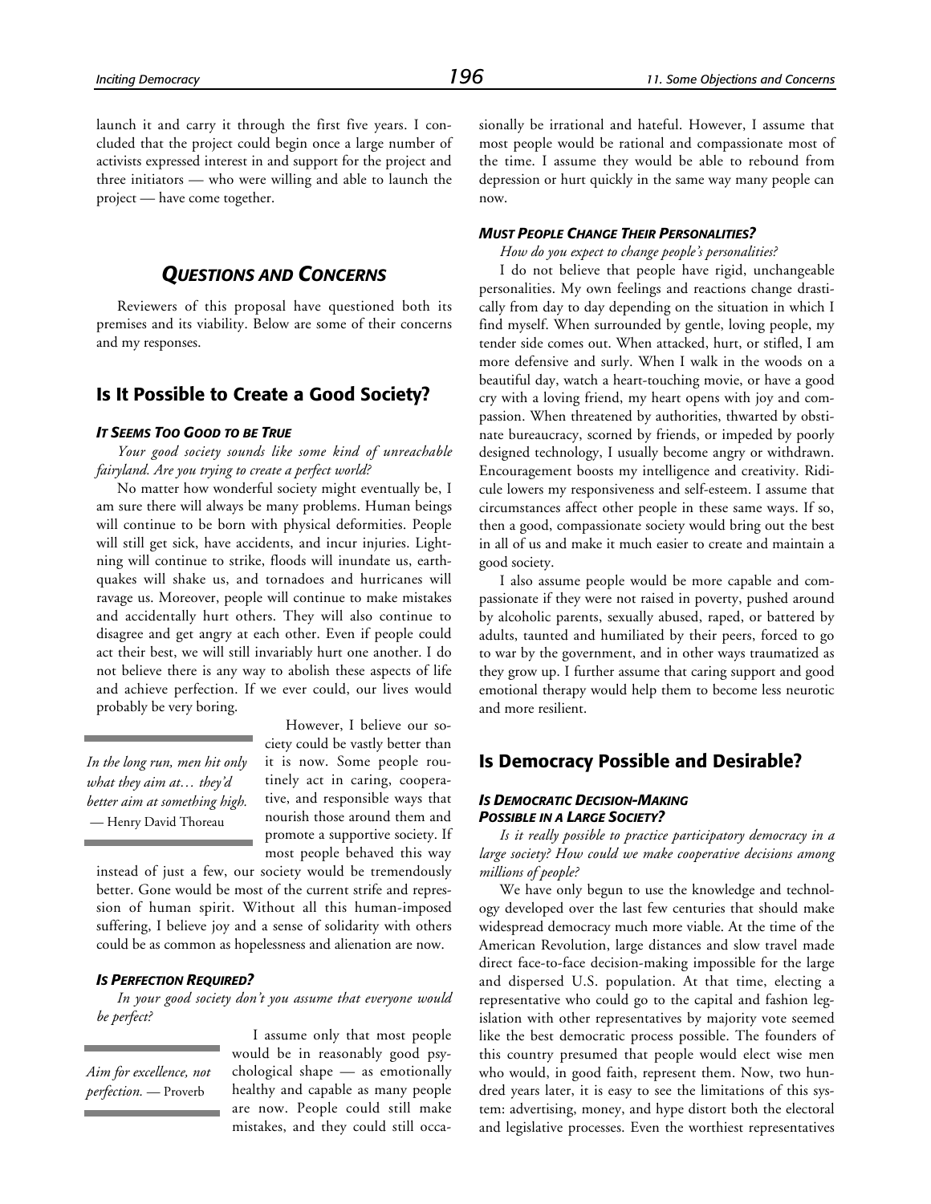launch it and carry it through the first five years. I concluded that the project could begin once a large number of activists expressed interest in and support for the project and three initiators — who were willing and able to launch the project — have come together.

## *Questions and Concerns*

Reviewers of this proposal have questioned both its premises and its viability. Below are some of their concerns and my responses.

## Is It Possible to Create a Good Society?

#### *It Seems Too Good to be True*

*Your good society sounds like some kind of unreachable fairyland. Are you trying to create a perfect world?*

No matter how wonderful society might eventually be, I am sure there will always be many problems. Human beings will continue to be born with physical deformities. People will still get sick, have accidents, and incur injuries. Lightning will continue to strike, floods will inundate us, earthquakes will shake us, and tornadoes and hurricanes will ravage us. Moreover, people will continue to make mistakes and accidentally hurt others. They will also continue to disagree and get angry at each other. Even if people could act their best, we will still invariably hurt one another. I do not believe there is any way to abolish these aspects of life and achieve perfection. If we ever could, our lives would probably be very boring.

> *In the long run, men hit only what they aim at… they'd better aim at something high.* — Henry David Thoreau

However, I believe our society could be vastly better than it is now. Some people routinely act in caring, cooperative, and responsible ways that nourish those around them and promote a supportive society. If most people behaved this way instead of just a few, our society would be tremendously better. Gone would be most of the current strife and repression of human spirit. Without all this human-imposed suffering, I believe joy and a sense of solidarity with others could be as common as hopelessness and alienation are now.

#### *Is Perfection Required?*

*In your good society don't you assume that everyone would be perfect?*

> *Aim for excellence, not perfection.* — Proverb

I assume only that most people would be in reasonably good psychological shape — as emotionally healthy and capable as many people are now. People could still make mistakes, and they could still occasionally be irrational and hateful. However, I assume that most people would be rational and compassionate most of the time. I assume they would be able to rebound from depression or hurt quickly in the same way many people can now.

#### *Must People Change Their Personalities?*

*How do you expect to change people's personalities?*

I do not believe that people have rigid, unchangeable personalities. My own feelings and reactions change drastically from day to day depending on the situation in which I find myself. When surrounded by gentle, loving people, my tender side comes out. When attacked, hurt, or stifled, I am more defensive and surly. When I walk in the woods on a beautiful day, watch a heart-touching movie, or have a good cry with a loving friend, my heart opens with joy and compassion. When threatened by authorities, thwarted by obstinate bureaucracy, scorned by friends, or impeded by poorly designed technology, I usually become angry or withdrawn. Encouragement boosts my intelligence and creativity. Ridicule lowers my responsiveness and self-esteem. I assume that circumstances affect other people in these same ways. If so, then a good, compassionate society would bring out the best in all of us and make it much easier to create and maintain a good society.

I also assume people would be more capable and compassionate if they were not raised in poverty, pushed around by alcoholic parents, sexually abused, raped, or battered by adults, taunted and humiliated by their peers, forced to go to war by the government, and in other ways traumatized as they grow up. I further assume that caring support and good emotional therapy would help them to become less neurotic and more resilient.

## Is Democracy Possible and Desirable?

#### *Is Democratic Decision-Making Possible in a Large Society?*

*Is it really possible to practice participatory democracy in a large society? How could we make cooperative decisions among millions of people?*

We have only begun to use the knowledge and technology developed over the last few centuries that should make widespread democracy much more viable. At the time of the American Revolution, large distances and slow travel made direct face-to-face decision-making impossible for the large and dispersed U.S. population. At that time, electing a representative who could go to the capital and fashion legislation with other representatives by majority vote seemed like the best democratic process possible. The founders of this country presumed that people would elect wise men who would, in good faith, represent them. Now, two hundred years later, it is easy to see the limitations of this system: advertising, money, and hype distort both the electoral and legislative processes. Even the worthiest representatives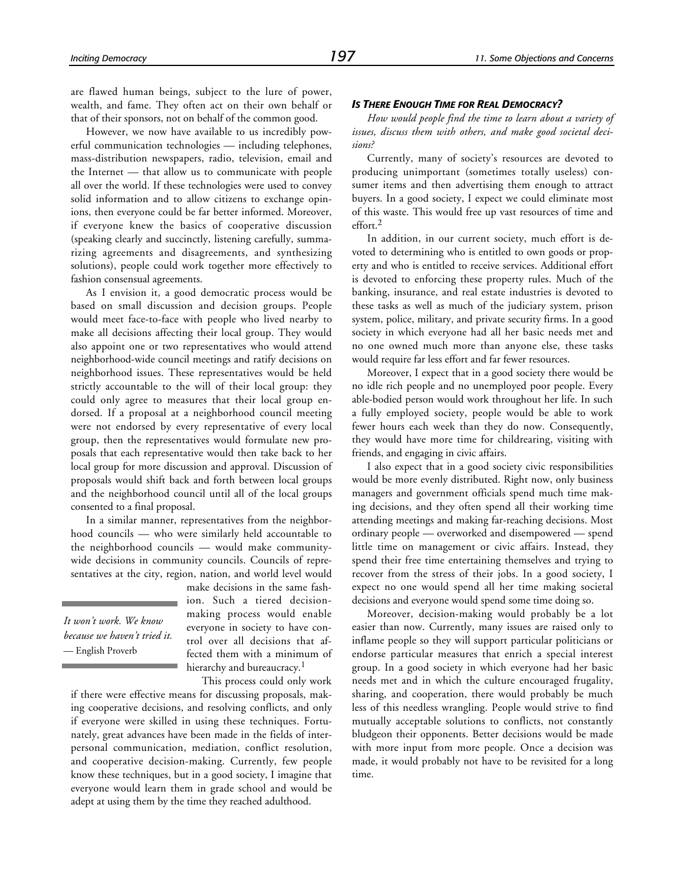are flawed human beings, subject to the lure of power, wealth, and fame. They often act on their own behalf or that of their sponsors, not on behalf of the common good.

However, we now have available to us incredibly powerful communication technologies — including telephones, mass-distribution newspapers, radio, television, email and the Internet — that allow us to communicate with people all over the world. If these technologies were used to convey solid information and to allow citizens to exchange opinions, then everyone could be far better informed. Moreover, if everyone knew the basics of cooperative discussion (speaking clearly and succinctly, listening carefully, summarizing agreements and disagreements, and synthesizing solutions), people could work together more effectively to fashion consensual agreements.

As I envision it, a good democratic process would be based on small discussion and decision groups. People would meet face-to-face with people who lived nearby to make all decisions affecting their local group. They would also appoint one or two representatives who would attend neighborhood-wide council meetings and ratify decisions on neighborhood issues. These representatives would be held strictly accountable to the will of their local group: they could only agree to measures that their local group endorsed. If a proposal at a neighborhood council meeting were not endorsed by every representative of every local group, then the representatives would formulate new proposals that each representative would then take back to her local group for more discussion and approval. Discussion of proposals would shift back and forth between local groups and the neighborhood council until all of the local groups consented to a final proposal.

In a similar manner, representatives from the neighborhood councils — who were similarly held accountable to the neighborhood councils — would make community-wide decisions in community councils. Councils of representatives at the city, region, nation, and world level would make decisions in the same fashion. Such a tiered decision-making process would enable everyone in society to have control over all decisions that affected them with a minimum of hierarchy and bureaucracy.[1]

> *It won't work. We know because we haven't tried it.*
> — English Proverb

This process could only work if there were effective means for discussing proposals, making cooperative decisions, and resolving conflicts, and only if everyone were skilled in using these techniques. Fortunately, great advances have been made in the fields of interpersonal communication, mediation, conflict resolution, and cooperative decision-making. Currently, few people know these techniques, but in a good society, I imagine that everyone would learn them in grade school and would be adept at using them by the time they reached adulthood.

### *IS THERE ENOUGH TIME FOR REAL DEMOCRACY?*

*How would people find the time to learn about a variety of issues, discuss them with others, and make good societal decisions?*

Currently, many of society's resources are devoted to producing unimportant (sometimes totally useless) consumer items and then advertising them enough to attract buyers. In a good society, I expect we could eliminate most of this waste. This would free up vast resources of time and effort.[2]

In addition, in our current society, much effort is devoted to determining who is entitled to own goods or property and who is entitled to receive services. Additional effort is devoted to enforcing these property rules. Much of the banking, insurance, and real estate industries is devoted to these tasks as well as much of the judiciary system, prison system, police, military, and private security firms. In a good society in which everyone had all her basic needs met and no one owned much more than anyone else, these tasks would require far less effort and far fewer resources.

Moreover, I expect that in a good society there would be no idle rich people and no unemployed poor people. Every able-bodied person would work throughout her life. In such a fully employed society, people would be able to work fewer hours each week than they do now. Consequently, they would have more time for childrearing, visiting with friends, and engaging in civic affairs.

I also expect that in a good society civic responsibilities would be more evenly distributed. Right now, only business managers and government officials spend much time making decisions, and they often spend all their working time attending meetings and making far-reaching decisions. Most ordinary people — overworked and disempowered — spend little time on management or civic affairs. Instead, they spend their free time entertaining themselves and trying to recover from the stress of their jobs. In a good society, I expect no one would spend all her time making societal decisions and everyone would spend some time doing so.

Moreover, decision-making would probably be a lot easier than now. Currently, many issues are raised only to inflame people so they will support particular politicians or endorse particular measures that enrich a special interest group. In a good society in which everyone had her basic needs met and in which the culture encouraged frugality, sharing, and cooperation, there would probably be much less of this needless wrangling. People would strive to find mutually acceptable solutions to conflicts, not constantly bludgeon their opponents. Better decisions would be made with more input from more people. Once a decision was made, it would probably not have to be revisited for a long time.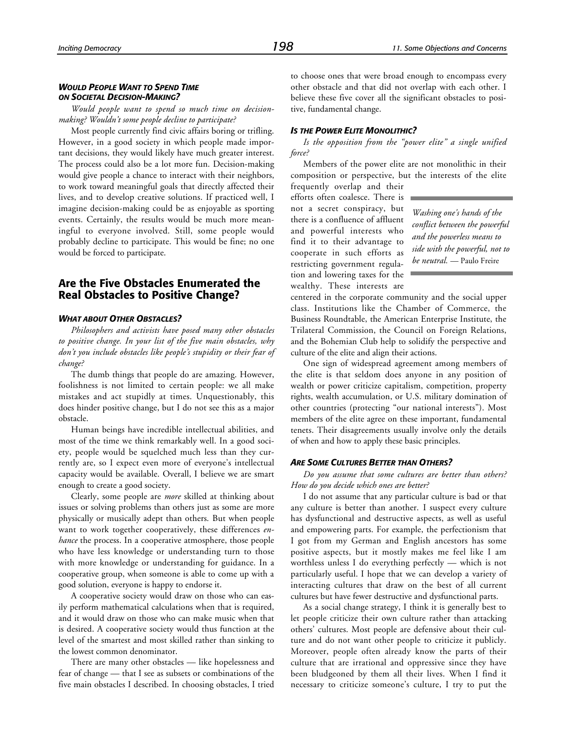#### *Would People Want to Spend Time on Societal Decision-Making?*

*Would people want to spend so much time on decision-making? Wouldn't some people decline to participate?*

Most people currently find civic affairs boring or trifling. However, in a good society in which people made important decisions, they would likely have much greater interest. The process could also be a lot more fun. Decision-making would give people a chance to interact with their neighbors, to work toward meaningful goals that directly affected their lives, and to develop creative solutions. If practiced well, I imagine decision-making could be as enjoyable as sporting events. Certainly, the results would be much more meaningful to everyone involved. Still, some people would probably decline to participate. This would be fine; no one would be forced to participate.

## Are the Five Obstacles Enumerated the Real Obstacles to Positive Change?

#### *What about Other Obstacles?*

*Philosophers and activists have posed many other obstacles to positive change. In your list of the five main obstacles, why don't you include obstacles like people's stupidity or their fear of change?*

The dumb things that people do are amazing. However, foolishness is not limited to certain people: we all make mistakes and act stupidly at times. Unquestionably, this does hinder positive change, but I do not see this as a major obstacle.

Human beings have incredible intellectual abilities, and most of the time we think remarkably well. In a good society, people would be squelched much less than they currently are, so I expect even more of everyone's intellectual capacity would be available. Overall, I believe we are smart enough to create a good society.

Clearly, some people are *more* skilled at thinking about issues or solving problems than others just as some are more physically or musically adept than others. But when people want to work together cooperatively, these differences *enhance* the process. In a cooperative atmosphere, those people who have less knowledge or understanding turn to those with more knowledge or understanding for guidance. In a cooperative group, when someone is able to come up with a good solution, everyone is happy to endorse it.

A cooperative society would draw on those who can easily perform mathematical calculations when that is required, and it would draw on those who can make music when that is desired. A cooperative society would thus function at the level of the smartest and most skilled rather than sinking to the lowest common denominator.

There are many other obstacles — like hopelessness and fear of change — that I see as subsets or combinations of the five main obstacles I described. In choosing obstacles, I tried to choose ones that were broad enough to encompass every other obstacle and that did not overlap with each other. I believe these five cover all the significant obstacles to positive, fundamental change.

#### *Is the Power Elite Monolithic?*

*Is the opposition from the "power elite" a single unified force?*

Members of the power elite are not monolithic in their composition or perspective, but the interests of the elite frequently overlap and their efforts often coalesce. There is not a secret conspiracy, but there is a confluence of affluent and powerful interests who find it to their advantage to cooperate in such efforts as restricting government regulation and lowering taxes for the wealthy. These interests are centered in the corporate community and the social upper class. Institutions like the Chamber of Commerce, the Business Roundtable, the American Enterprise Institute, the Trilateral Commission, the Council on Foreign Relations, and the Bohemian Club help to solidify the perspective and culture of the elite and align their actions.

> *Washing one's hands of the conflict between the powerful and the powerless means to side with the powerful, not to be neutral.* — Paulo Freire

One sign of widespread agreement among members of the elite is that seldom does anyone in any position of wealth or power criticize capitalism, competition, property rights, wealth accumulation, or U.S. military domination of other countries (protecting "our national interests"). Most members of the elite agree on these important, fundamental tenets. Their disagreements usually involve only the details of when and how to apply these basic principles.

#### *Are Some Cultures Better than Others?*

*Do you assume that some cultures are better than others? How do you decide which ones are better?*

I do not assume that any particular culture is bad or that any culture is better than another. I suspect every culture has dysfunctional and destructive aspects, as well as useful and empowering parts. For example, the perfectionism that I got from my German and English ancestors has some positive aspects, but it mostly makes me feel like I am worthless unless I do everything perfectly — which is not particularly useful. I hope that we can develop a variety of interacting cultures that draw on the best of all current cultures but have fewer destructive and dysfunctional parts.

As a social change strategy, I think it is generally best to let people criticize their own culture rather than attacking others' cultures. Most people are defensive about their culture and do not want other people to criticize it publicly. Moreover, people often already know the parts of their culture that are irrational and oppressive since they have been bludgeoned by them all their lives. When I find it necessary to criticize someone's culture, I try to put the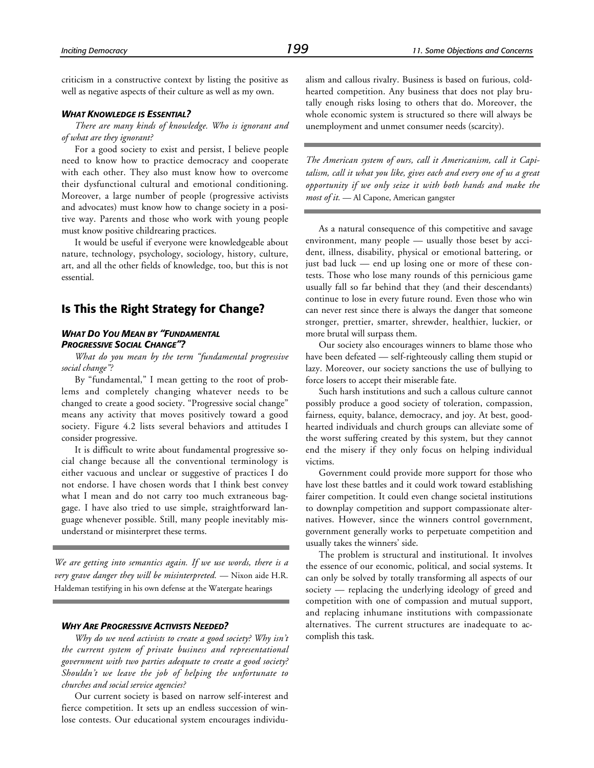criticism in a constructive context by listing the positive as well as negative aspects of their culture as well as my own.

#### *WHAT KNOWLEDGE IS ESSENTIAL?*

*There are many kinds of knowledge. Who is ignorant and of what are they ignorant?*

For a good society to exist and persist, I believe people need to know how to practice democracy and cooperate with each other. They also must know how to overcome their dysfunctional cultural and emotional conditioning. Moreover, a large number of people (progressive activists and advocates) must know how to change society in a positive way. Parents and those who work with young people must know positive childrearing practices.

It would be useful if everyone were knowledgeable about nature, technology, psychology, sociology, history, culture, art, and all the other fields of knowledge, too, but this is not essential.

## Is This the Right Strategy for Change?

#### *WHAT DO YOU MEAN BY "FUNDAMENTAL PROGRESSIVE SOCIAL CHANGE"?*

*What do you mean by the term "fundamental progressive social change"?*

By "fundamental," I mean getting to the root of problems and completely changing whatever needs to be changed to create a good society. "Progressive social change" means any activity that moves positively toward a good society. Figure 4.2 lists several behaviors and attitudes I consider progressive.

It is difficult to write about fundamental progressive social change because all the conventional terminology is either vacuous and unclear or suggestive of practices I do not endorse. I have chosen words that I think best convey what I mean and do not carry too much extraneous baggage. I have also tried to use simple, straightforward language whenever possible. Still, many people inevitably misunderstand or misinterpret these terms.

---

*We are getting into semantics again. If we use words, there is a very grave danger they will be misinterpreted.* — Nixon aide H.R. Haldeman testifying in his own defense at the Watergate hearings

---

#### *WHY ARE PROGRESSIVE ACTIVISTS NEEDED?*

*Why do we need activists to create a good society? Why isn't the current system of private business and representational government with two parties adequate to create a good society? Shouldn't we leave the job of helping the unfortunate to churches and social service agencies?*

Our current society is based on narrow self-interest and fierce competition. It sets up an endless succession of win-lose contests. Our educational system encourages individualism and callous rivalry. Business is based on furious, cold-hearted competition. Any business that does not play brutally enough risks losing to others that do. Moreover, the whole economic system is structured so there will always be unemployment and unmet consumer needs (scarcity).

---

*The American system of ours, call it Americanism, call it Capitalism, call it what you like, gives each and every one of us a great opportunity if we only seize it with both hands and make the most of it.* — Al Capone, American gangster

---

As a natural consequence of this competitive and savage environment, many people — usually those beset by accident, illness, disability, physical or emotional battering, or just bad luck — end up losing one or more of these contests. Those who lose many rounds of this pernicious game usually fall so far behind that they (and their descendants) continue to lose in every future round. Even those who win can never rest since there is always the danger that someone stronger, prettier, smarter, shrewder, healthier, luckier, or more brutal will surpass them.

Our society also encourages winners to blame those who have been defeated — self-righteously calling them stupid or lazy. Moreover, our society sanctions the use of bullying to force losers to accept their miserable fate.

Such harsh institutions and such a callous culture cannot possibly produce a good society of toleration, compassion, fairness, equity, balance, democracy, and joy. At best, good-hearted individuals and church groups can alleviate some of the worst suffering created by this system, but they cannot end the misery if they only focus on helping individual victims.

Government could provide more support for those who have lost these battles and it could work toward establishing fairer competition. It could even change societal institutions to downplay competition and support compassionate alternatives. However, since the winners control government, government generally works to perpetuate competition and usually takes the winners' side.

The problem is structural and institutional. It involves the essence of our economic, political, and social systems. It can only be solved by totally transforming all aspects of our society — replacing the underlying ideology of greed and competition with one of compassion and mutual support, and replacing inhumane institutions with compassionate alternatives. The current structures are inadequate to accomplish this task.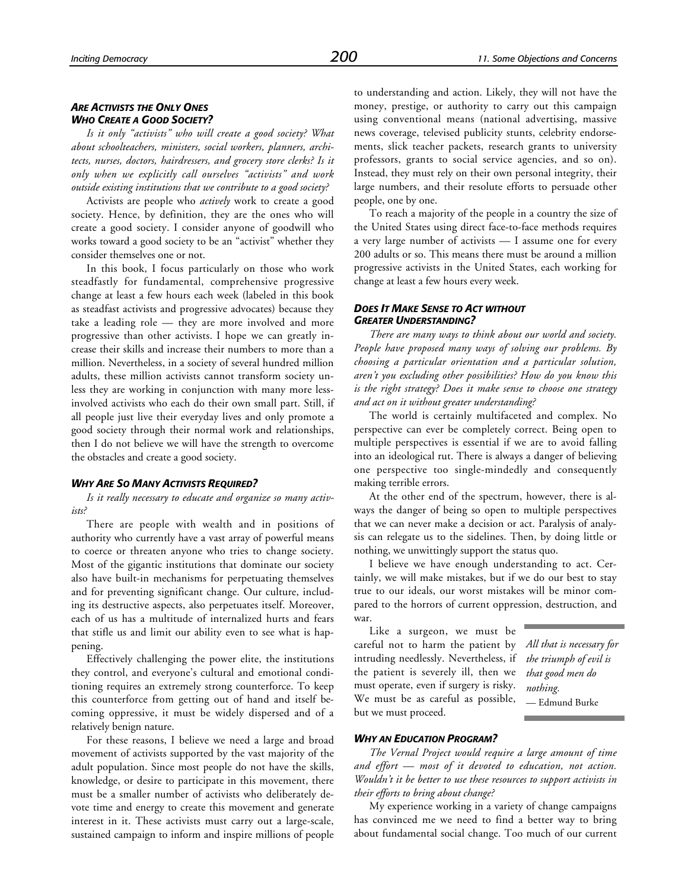### *ARE ACTIVISTS THE ONLY ONES WHO CREATE A GOOD SOCIETY?*

*Is it only "activists" who will create a good society? What about schoolteachers, ministers, social workers, planners, architects, nurses, doctors, hairdressers, and grocery store clerks? Is it only when we explicitly call ourselves "activists" and work outside existing institutions that we contribute to a good society?*

Activists are people who *actively* work to create a good society. Hence, by definition, they are the ones who will create a good society. I consider anyone of goodwill who works toward a good society to be an "activist" whether they consider themselves one or not.

In this book, I focus particularly on those who work steadfastly for fundamental, comprehensive progressive change at least a few hours each week (labeled in this book as steadfast activists and progressive advocates) because they take a leading role — they are more involved and more progressive than other activists. I hope we can greatly increase their skills and increase their numbers to more than a million. Nevertheless, in a society of several hundred million adults, these million activists cannot transform society unless they are working in conjunction with many more less-involved activists who each do their own small part. Still, if all people just live their everyday lives and only promote a good society through their normal work and relationships, then I do not believe we will have the strength to overcome the obstacles and create a good society.

### *WHY ARE SO MANY ACTIVISTS REQUIRED?*

*Is it really necessary to educate and organize so many activists?*

There are people with wealth and in positions of authority who currently have a vast array of powerful means to coerce or threaten anyone who tries to change society. Most of the gigantic institutions that dominate our society also have built-in mechanisms for perpetuating themselves and for preventing significant change. Our culture, including its destructive aspects, also perpetuates itself. Moreover, each of us has a multitude of internalized hurts and fears that stifle us and limit our ability even to see what is happening.

Effectively challenging the power elite, the institutions they control, and everyone's cultural and emotional conditioning requires an extremely strong counterforce. To keep this counterforce from getting out of hand and itself becoming oppressive, it must be widely dispersed and of a relatively benign nature.

For these reasons, I believe we need a large and broad movement of activists supported by the vast majority of the adult population. Since most people do not have the skills, knowledge, or desire to participate in this movement, there must be a smaller number of activists who deliberately devote time and energy to create this movement and generate interest in it. These activists must carry out a large-scale, sustained campaign to inform and inspire millions of people to understanding and action. Likely, they will not have the money, prestige, or authority to carry out this campaign using conventional means (national advertising, massive news coverage, televised publicity stunts, celebrity endorsements, slick teacher packets, research grants to university professors, grants to social service agencies, and so on). Instead, they must rely on their own personal integrity, their large numbers, and their resolute efforts to persuade other people, one by one.

To reach a majority of the people in a country the size of the United States using direct face-to-face methods requires a very large number of activists — I assume one for every 200 adults or so. This means there must be around a million progressive activists in the United States, each working for change at least a few hours every week.

### *DOES IT MAKE SENSE TO ACT WITHOUT GREATER UNDERSTANDING?*

*There are many ways to think about our world and society. People have proposed many ways of solving our problems. By choosing a particular orientation and a particular solution, aren't you excluding other possibilities? How do you know this is the right strategy? Does it make sense to choose one strategy and act on it without greater understanding?*

The world is certainly multifaceted and complex. No perspective can ever be completely correct. Being open to multiple perspectives is essential if we are to avoid falling into an ideological rut. There is always a danger of believing one perspective too single-mindedly and consequently making terrible errors.

At the other end of the spectrum, however, there is always the danger of being so open to multiple perspectives that we can never make a decision or act. Paralysis of analysis can relegate us to the sidelines. Then, by doing little or nothing, we unwittingly support the status quo.

I believe we have enough understanding to act. Certainly, we will make mistakes, but if we do our best to stay true to our ideals, our worst mistakes will be minor compared to the horrors of current oppression, destruction, and war.

Like a surgeon, we must be careful not to harm the patient by intruding needlessly. Nevertheless, if the patient is severely ill, then we must operate, even if surgery is risky. We must be as careful as possible, but we must proceed.

> *All that is necessary for the triumph of evil is that good men do nothing.*
> — Edmund Burke

### *WHY AN EDUCATION PROGRAM?*

*The Vernal Project would require a large amount of time and effort — most of it devoted to education, not action. Wouldn't it be better to use these resources to support activists in their efforts to bring about change?*

My experience working in a variety of change campaigns has convinced me we need to find a better way to bring about fundamental social change. Too much of our current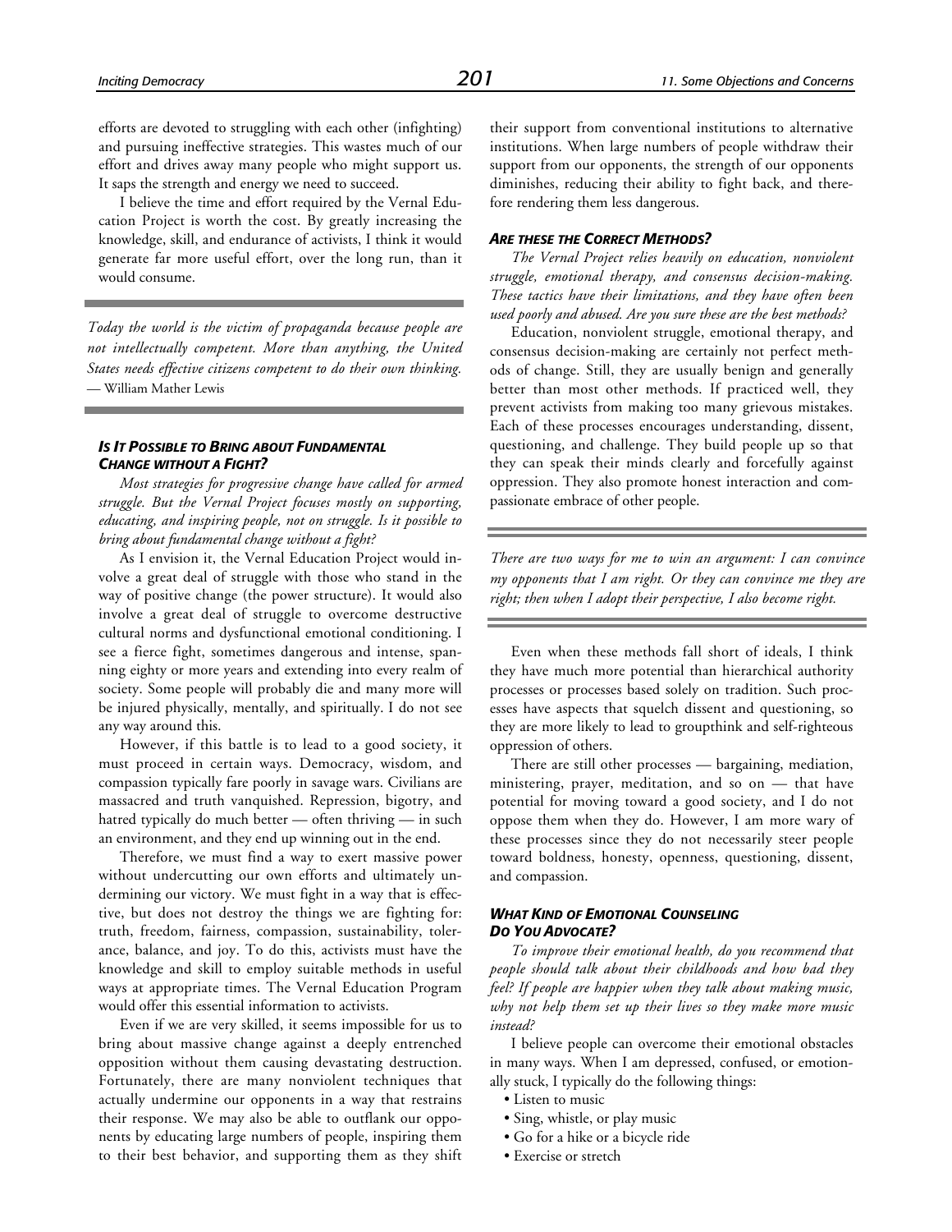efforts are devoted to struggling with each other (infighting) and pursuing ineffective strategies. This wastes much of our effort and drives away many people who might support us. It saps the strength and energy we need to succeed.

I believe the time and effort required by the Vernal Education Project is worth the cost. By greatly increasing the knowledge, skill, and endurance of activists, I think it would generate far more useful effort, over the long run, than it would consume.

---

*Today the world is the victim of propaganda because people are not intellectually competent. More than anything, the United States needs effective citizens competent to do their own thinking.* — William Mather Lewis

---

### *Is It Possible to Bring about Fundamental Change without a Fight?*

*Most strategies for progressive change have called for armed struggle. But the Vernal Project focuses mostly on supporting, educating, and inspiring people, not on struggle. Is it possible to bring about fundamental change without a fight?*

As I envision it, the Vernal Education Project would involve a great deal of struggle with those who stand in the way of positive change (the power structure). It would also involve a great deal of struggle to overcome destructive cultural norms and dysfunctional emotional conditioning. I see a fierce fight, sometimes dangerous and intense, spanning eighty or more years and extending into every realm of society. Some people will probably die and many more will be injured physically, mentally, and spiritually. I do not see any way around this.

However, if this battle is to lead to a good society, it must proceed in certain ways. Democracy, wisdom, and compassion typically fare poorly in savage wars. Civilians are massacred and truth vanquished. Repression, bigotry, and hatred typically do much better — often thriving — in such an environment, and they end up winning out in the end.

Therefore, we must find a way to exert massive power without undercutting our own efforts and ultimately undermining our victory. We must fight in a way that is effective, but does not destroy the things we are fighting for: truth, freedom, fairness, compassion, sustainability, tolerance, balance, and joy. To do this, activists must have the knowledge and skill to employ suitable methods in useful ways at appropriate times. The Vernal Education Program would offer this essential information to activists.

Even if we are very skilled, it seems impossible for us to bring about massive change against a deeply entrenched opposition without them causing devastating destruction. Fortunately, there are many nonviolent techniques that actually undermine our opponents in a way that restrains their response. We may also be able to outflank our opponents by educating large numbers of people, inspiring them to their best behavior, and supporting them as they shift their support from conventional institutions to alternative institutions. When large numbers of people withdraw their support from our opponents, the strength of our opponents diminishes, reducing their ability to fight back, and therefore rendering them less dangerous.

### *Are These the Correct Methods?*

*The Vernal Project relies heavily on education, nonviolent struggle, emotional therapy, and consensus decision-making. These tactics have their limitations, and they have often been used poorly and abused. Are you sure these are the best methods?*

Education, nonviolent struggle, emotional therapy, and consensus decision-making are certainly not perfect methods of change. Still, they are usually benign and generally better than most other methods. If practiced well, they prevent activists from making too many grievous mistakes. Each of these processes encourages understanding, dissent, questioning, and challenge. They build people up so that they can speak their minds clearly and forcefully against oppression. They also promote honest interaction and compassionate embrace of other people.

---

*There are two ways for me to win an argument: I can convince my opponents that I am right. Or they can convince me they are right; then when I adopt their perspective, I also become right.*

---

Even when these methods fall short of ideals, I think they have much more potential than hierarchical authority processes or processes based solely on tradition. Such processes have aspects that squelch dissent and questioning, so they are more likely to lead to groupthink and self-righteous oppression of others.

There are still other processes — bargaining, mediation, ministering, prayer, meditation, and so on — that have potential for moving toward a good society, and I do not oppose them when they do. However, I am more wary of these processes since they do not necessarily steer people toward boldness, honesty, openness, questioning, dissent, and compassion.

### *What Kind of Emotional Counseling Do You Advocate?*

*To improve their emotional health, do you recommend that people should talk about their childhoods and how bad they feel? If people are happier when they talk about making music, why not help them set up their lives so they make more music instead?*

I believe people can overcome their emotional obstacles in many ways. When I am depressed, confused, or emotionally stuck, I typically do the following things:

- Listen to music
- Sing, whistle, or play music
- Go for a hike or a bicycle ride
- Exercise or stretch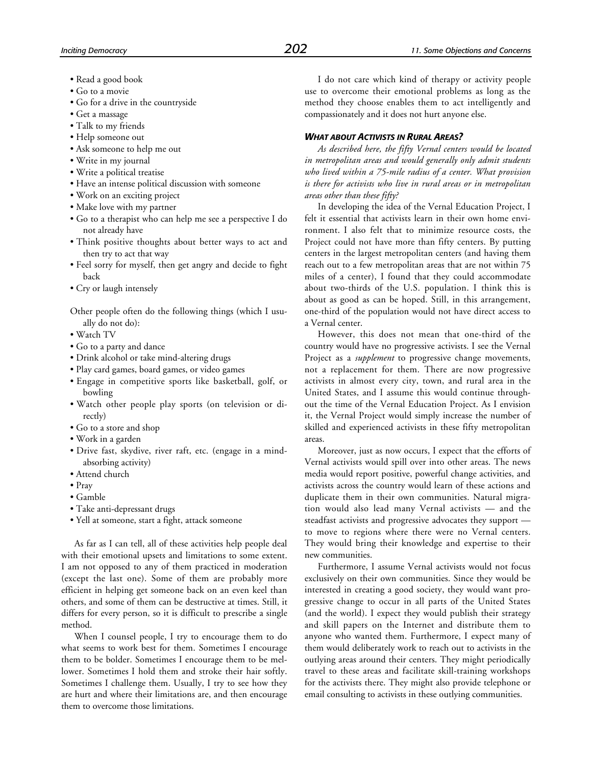- Read a good book
- Go to a movie
- Go for a drive in the countryside
- Get a massage
- Talk to my friends
- Help someone out
- Ask someone to help me out
- Write in my journal
- Write a political treatise
- Have an intense political discussion with someone
- Work on an exciting project
- Make love with my partner
- Go to a therapist who can help me see a perspective I do not already have
- Think positive thoughts about better ways to act and then try to act that way
- Feel sorry for myself, then get angry and decide to fight back
- Cry or laugh intensely

Other people often do the following things (which I usually do not do):

- Watch TV
- Go to a party and dance
- Drink alcohol or take mind-altering drugs
- Play card games, board games, or video games
- Engage in competitive sports like basketball, golf, or bowling
- Watch other people play sports (on television or directly)
- Go to a store and shop
- Work in a garden
- Drive fast, skydive, river raft, etc. (engage in a mind-absorbing activity)
- Attend church
- Pray
- Gamble
- Take anti-depressant drugs
- Yell at someone, start a fight, attack someone

As far as I can tell, all of these activities help people deal with their emotional upsets and limitations to some extent. I am not opposed to any of them practiced in moderation (except the last one). Some of them are probably more efficient in helping get someone back on an even keel than others, and some of them can be destructive at times. Still, it differs for every person, so it is difficult to prescribe a single method.

When I counsel people, I try to encourage them to do what seems to work best for them. Sometimes I encourage them to be bolder. Sometimes I encourage them to be mellower. Sometimes I hold them and stroke their hair softly. Sometimes I challenge them. Usually, I try to see how they are hurt and where their limitations are, and then encourage them to overcome those limitations.

I do not care which kind of therapy or activity people use to overcome their emotional problems as long as the method they choose enables them to act intelligently and compassionately and it does not hurt anyone else.

#### *What about Activists in Rural Areas?*

*As described here, the fifty Vernal centers would be located in metropolitan areas and would generally only admit students who lived within a 75-mile radius of a center. What provision is there for activists who live in rural areas or in metropolitan areas other than these fifty?*

In developing the idea of the Vernal Education Project, I felt it essential that activists learn in their own home environment. I also felt that to minimize resource costs, the Project could not have more than fifty centers. By putting centers in the largest metropolitan centers (and having them reach out to a few metropolitan areas that are not within 75 miles of a center), I found that they could accommodate about two-thirds of the U.S. population. I think this is about as good as can be hoped. Still, in this arrangement, one-third of the population would not have direct access to a Vernal center.

However, this does not mean that one-third of the country would have no progressive activists. I see the Vernal Project as a *supplement* to progressive change movements, not a replacement for them. There are now progressive activists in almost every city, town, and rural area in the United States, and I assume this would continue throughout the time of the Vernal Education Project. As I envision it, the Vernal Project would simply increase the number of skilled and experienced activists in these fifty metropolitan areas.

Moreover, just as now occurs, I expect that the efforts of Vernal activists would spill over into other areas. The news media would report positive, powerful change activities, and activists across the country would learn of these actions and duplicate them in their own communities. Natural migration would also lead many Vernal activists — and the steadfast activists and progressive advocates they support — to move to regions where there were no Vernal centers. They would bring their knowledge and expertise to their new communities.

Furthermore, I assume Vernal activists would not focus exclusively on their own communities. Since they would be interested in creating a good society, they would want progressive change to occur in all parts of the United States (and the world). I expect they would publish their strategy and skill papers on the Internet and distribute them to anyone who wanted them. Furthermore, I expect many of them would deliberately work to reach out to activists in the outlying areas around their centers. They might periodically travel to these areas and facilitate skill-training workshops for the activists there. They might also provide telephone or email consulting to activists in these outlying communities.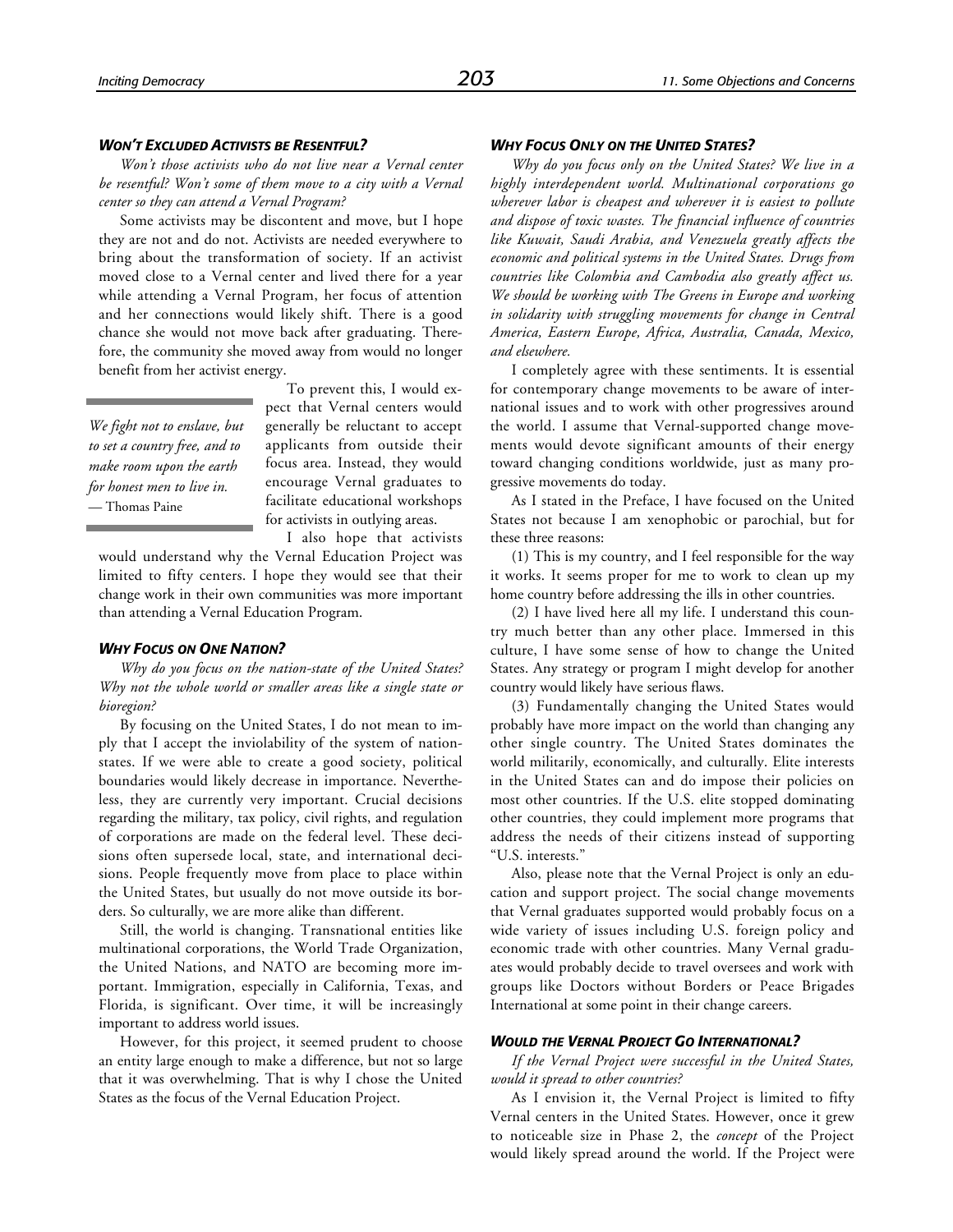### *WON'T EXCLUDED ACTIVISTS BE RESENTFUL?*

*Won't those activists who do not live near a Vernal center be resentful? Won't some of them move to a city with a Vernal center so they can attend a Vernal Program?*

Some activists may be discontent and move, but I hope they are not and do not. Activists are needed everywhere to bring about the transformation of society. If an activist moved close to a Vernal center and lived there for a year while attending a Vernal Program, her focus of attention and her connections would likely shift. There is a good chance she would not move back after graduating. Therefore, the community she moved away from would no longer benefit from her activist energy.

> *We fight not to enslave, but to set a country free, and to make room upon the earth for honest men to live in.*
> — Thomas Paine

To prevent this, I would expect that Vernal centers would generally be reluctant to accept applicants from outside their focus area. Instead, they would encourage Vernal graduates to facilitate educational workshops for activists in outlying areas.

I also hope that activists would understand why the Vernal Education Project was limited to fifty centers. I hope they would see that their change work in their own communities was more important than attending a Vernal Education Program.

### *WHY FOCUS ON ONE NATION?*

*Why do you focus on the nation-state of the United States? Why not the whole world or smaller areas like a single state or bioregion?*

By focusing on the United States, I do not mean to imply that I accept the inviolability of the system of nation-states. If we were able to create a good society, political boundaries would likely decrease in importance. Nevertheless, they are currently very important. Crucial decisions regarding the military, tax policy, civil rights, and regulation of corporations are made on the federal level. These decisions often supersede local, state, and international decisions. People frequently move from place to place within the United States, but usually do not move outside its borders. So culturally, we are more alike than different.

Still, the world is changing. Transnational entities like multinational corporations, the World Trade Organization, the United Nations, and NATO are becoming more important. Immigration, especially in California, Texas, and Florida, is significant. Over time, it will be increasingly important to address world issues.

However, for this project, it seemed prudent to choose an entity large enough to make a difference, but not so large that it was overwhelming. That is why I chose the United States as the focus of the Vernal Education Project.

### *WHY FOCUS ONLY ON THE UNITED STATES?*

*Why do you focus only on the United States? We live in a highly interdependent world. Multinational corporations go wherever labor is cheapest and wherever it is easiest to pollute and dispose of toxic wastes. The financial influence of countries like Kuwait, Saudi Arabia, and Venezuela greatly affects the economic and political systems in the United States. Drugs from countries like Colombia and Cambodia also greatly affect us. We should be working with The Greens in Europe and working in solidarity with struggling movements for change in Central America, Eastern Europe, Africa, Australia, Canada, Mexico, and elsewhere.*

I completely agree with these sentiments. It is essential for contemporary change movements to be aware of international issues and to work with other progressives around the world. I assume that Vernal-supported change movements would devote significant amounts of their energy toward changing conditions worldwide, just as many progressive movements do today.

As I stated in the Preface, I have focused on the United States not because I am xenophobic or parochial, but for these three reasons:

(1) This is my country, and I feel responsible for the way it works. It seems proper for me to work to clean up my home country before addressing the ills in other countries.

(2) I have lived here all my life. I understand this country much better than any other place. Immersed in this culture, I have some sense of how to change the United States. Any strategy or program I might develop for another country would likely have serious flaws.

(3) Fundamentally changing the United States would probably have more impact on the world than changing any other single country. The United States dominates the world militarily, economically, and culturally. Elite interests in the United States can and do impose their policies on most other countries. If the U.S. elite stopped dominating other countries, they could implement more programs that address the needs of their citizens instead of supporting "U.S. interests."

Also, please note that the Vernal Project is only an education and support project. The social change movements that Vernal graduates supported would probably focus on a wide variety of issues including U.S. foreign policy and economic trade with other countries. Many Vernal graduates would probably decide to travel overseas and work with groups like Doctors without Borders or Peace Brigades International at some point in their change careers.

### *WOULD THE VERNAL PROJECT GO INTERNATIONAL?*

*If the Vernal Project were successful in the United States, would it spread to other countries?*

As I envision it, the Vernal Project is limited to fifty Vernal centers in the United States. However, once it grew to noticeable size in Phase 2, the *concept* of the Project would likely spread around the world. If the Project were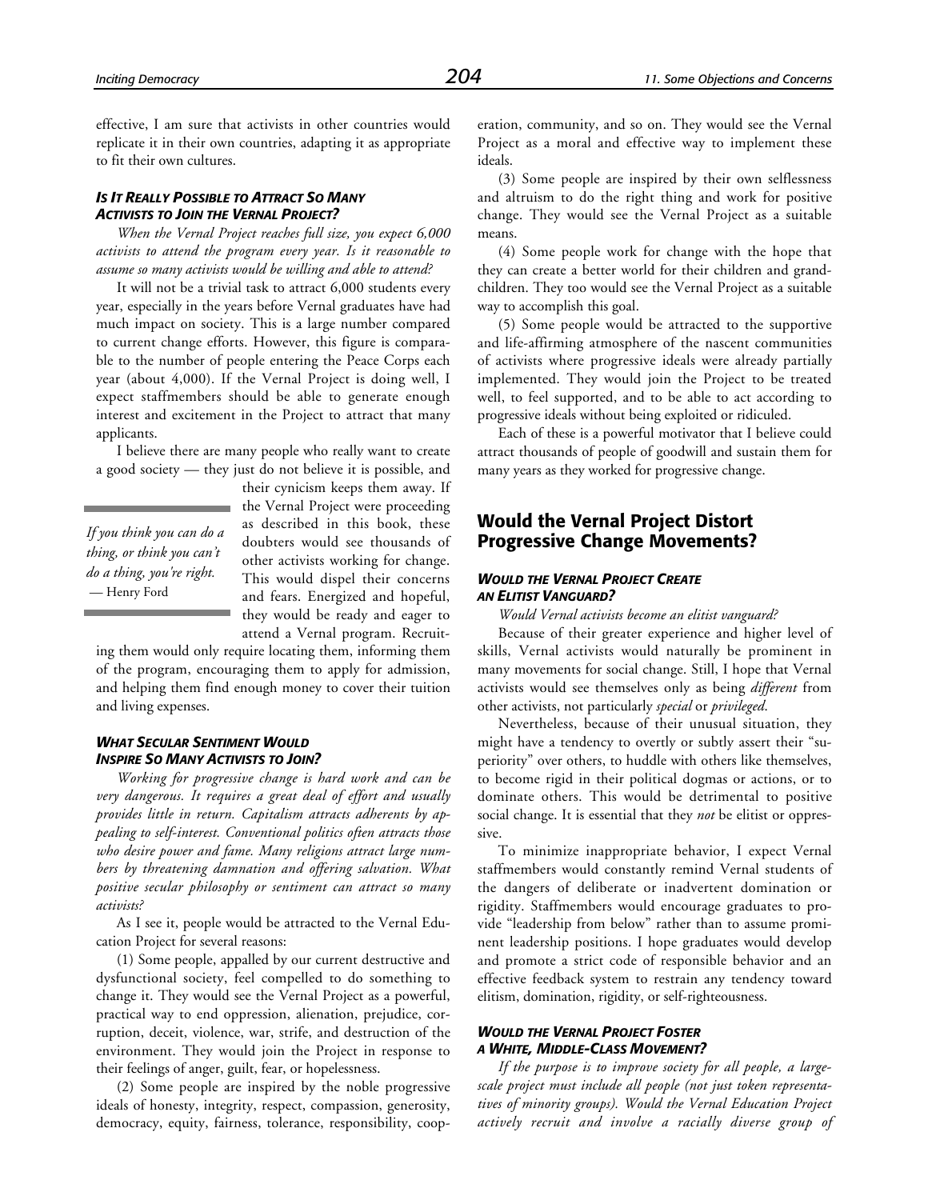effective, I am sure that activists in other countries would replicate it in their own countries, adapting it as appropriate to fit their own cultures.

#### *Is It Really Possible to Attract So Many Activists to Join the Vernal Project?*

*When the Vernal Project reaches full size, you expect 6,000 activists to attend the program every year. Is it reasonable to assume so many activists would be willing and able to attend?*

It will not be a trivial task to attract 6,000 students every year, especially in the years before Vernal graduates have had much impact on society. This is a large number compared to current change efforts. However, this figure is comparable to the number of people entering the Peace Corps each year (about 4,000). If the Vernal Project is doing well, I expect staffmembers should be able to generate enough interest and excitement in the Project to attract that many applicants.

I believe there are many people who really want to create a good society — they just do not believe it is possible, and their cynicism keeps them away. If the Vernal Project were proceeding as described in this book, these doubters would see thousands of other activists working for change. This would dispel their concerns and fears. Energized and hopeful, they would be ready and eager to attend a Vernal program. Recruiting them would only require locating them, informing them of the program, encouraging them to apply for admission, and helping them find enough money to cover their tuition and living expenses.

> *If you think you can do a thing, or think you can't do a thing, you're right.*
> — Henry Ford

#### *What Secular Sentiment Would Inspire So Many Activists to Join?*

*Working for progressive change is hard work and can be very dangerous. It requires a great deal of effort and usually provides little in return. Capitalism attracts adherents by appealing to self-interest. Conventional politics often attracts those who desire power and fame. Many religions attract large numbers by threatening damnation and offering salvation. What positive secular philosophy or sentiment can attract so many activists?*

As I see it, people would be attracted to the Vernal Education Project for several reasons:

(1) Some people, appalled by our current destructive and dysfunctional society, feel compelled to do something to change it. They would see the Vernal Project as a powerful, practical way to end oppression, alienation, prejudice, corruption, deceit, violence, war, strife, and destruction of the environment. They would join the Project in response to their feelings of anger, guilt, fear, or hopelessness.

(2) Some people are inspired by the noble progressive ideals of honesty, integrity, respect, compassion, generosity, democracy, equity, fairness, tolerance, responsibility, cooperation, community, and so on. They would see the Vernal Project as a moral and effective way to implement these ideals.

(3) Some people are inspired by their own selflessness and altruism to do the right thing and work for positive change. They would see the Vernal Project as a suitable means.

(4) Some people work for change with the hope that they can create a better world for their children and grandchildren. They too would see the Vernal Project as a suitable way to accomplish this goal.

(5) Some people would be attracted to the supportive and life-affirming atmosphere of the nascent communities of activists where progressive ideals were already partially implemented. They would join the Project to be treated well, to feel supported, and to be able to act according to progressive ideals without being exploited or ridiculed.

Each of these is a powerful motivator that I believe could attract thousands of people of goodwill and sustain them for many years as they worked for progressive change.

## Would the Vernal Project Distort Progressive Change Movements?

#### *Would the Vernal Project Create an Elitist Vanguard?*

*Would Vernal activists become an elitist vanguard?*

Because of their greater experience and higher level of skills, Vernal activists would naturally be prominent in many movements for social change. Still, I hope that Vernal activists would see themselves only as being *different* from other activists, not particularly *special* or *privileged*.

Nevertheless, because of their unusual situation, they might have a tendency to overtly or subtly assert their "superiority" over others, to huddle with others like themselves, to become rigid in their political dogmas or actions, or to dominate others. This would be detrimental to positive social change. It is essential that they *not* be elitist or oppressive.

To minimize inappropriate behavior, I expect Vernal staffmembers would constantly remind Vernal students of the dangers of deliberate or inadvertent domination or rigidity. Staffmembers would encourage graduates to provide "leadership from below" rather than to assume prominent leadership positions. I hope graduates would develop and promote a strict code of responsible behavior and an effective feedback system to restrain any tendency toward elitism, domination, rigidity, or self-righteousness.

#### *Would the Vernal Project Foster a White, Middle-Class Movement?*

*If the purpose is to improve society for all people, a large-scale project must include all people (not just token representatives of minority groups). Would the Vernal Education Project actively recruit and involve a racially diverse group of*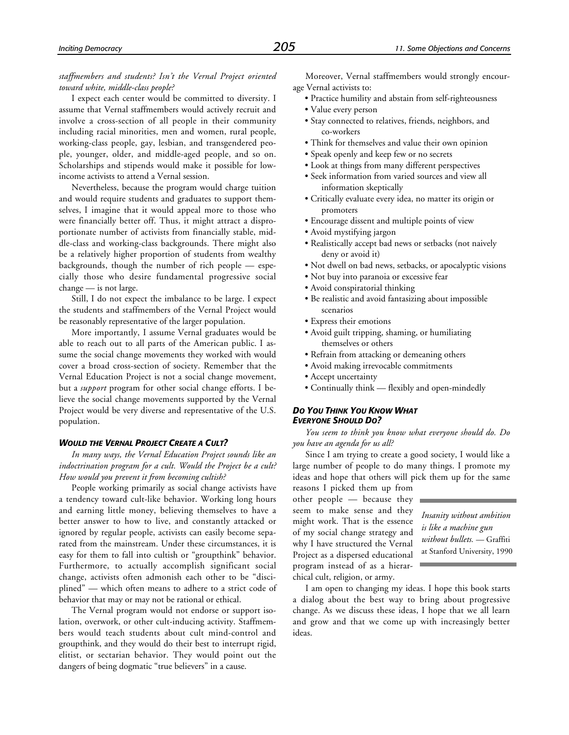*staffmembers and students? Isn't the Vernal Project oriented toward white, middle-class people?*

I expect each center would be committed to diversity. I assume that Vernal staffmembers would actively recruit and involve a cross-section of all people in their community including racial minorities, men and women, rural people, working-class people, gay, lesbian, and transgendered people, younger, older, and middle-aged people, and so on. Scholarships and stipends would make it possible for low-income activists to attend a Vernal session.

Nevertheless, because the program would charge tuition and would require students and graduates to support themselves, I imagine that it would appeal more to those who were financially better off. Thus, it might attract a disproportionate number of activists from financially stable, middle-class and working-class backgrounds. There might also be a relatively higher proportion of students from wealthy backgrounds, though the number of rich people — especially those who desire fundamental progressive social change — is not large.

Still, I do not expect the imbalance to be large. I expect the students and staffmembers of the Vernal Project would be reasonably representative of the larger population.

More importantly, I assume Vernal graduates would be able to reach out to all parts of the American public. I assume the social change movements they worked with would cover a broad cross-section of society. Remember that the Vernal Education Project is not a social change movement, but a *support* program for other social change efforts. I believe the social change movements supported by the Vernal Project would be very diverse and representative of the U.S. population.

### *Would the Vernal Project Create a Cult?*

*In many ways, the Vernal Education Project sounds like an indoctrination program for a cult. Would the Project be a cult? How would you prevent it from becoming cultish?*

People working primarily as social change activists have a tendency toward cult-like behavior. Working long hours and earning little money, believing themselves to have a better answer to how to live, and constantly attacked or ignored by regular people, activists can easily become separated from the mainstream. Under these circumstances, it is easy for them to fall into cultish or "groupthink" behavior. Furthermore, to actually accomplish significant social change, activists often admonish each other to be "disciplined" — which often means to adhere to a strict code of behavior that may or may not be rational or ethical.

The Vernal program would not endorse or support isolation, overwork, or other cult-inducing activity. Staffmembers would teach students about cult mind-control and groupthink, and they would do their best to interrupt rigid, elitist, or sectarian behavior. They would point out the dangers of being dogmatic "true believers" in a cause.

Moreover, Vernal staffmembers would strongly encourage Vernal activists to:

- Practice humility and abstain from self-righteousness
- Value every person
- Stay connected to relatives, friends, neighbors, and co-workers
- Think for themselves and value their own opinion
- Speak openly and keep few or no secrets
- Look at things from many different perspectives
- Seek information from varied sources and view all information skeptically
- Critically evaluate every idea, no matter its origin or promoters
- Encourage dissent and multiple points of view
- Avoid mystifying jargon
- Realistically accept bad news or setbacks (not naively deny or avoid it)
- Not dwell on bad news, setbacks, or apocalyptic visions
- Not buy into paranoia or excessive fear
- Avoid conspiratorial thinking
- Be realistic and avoid fantasizing about impossible scenarios
- Express their emotions
- Avoid guilt tripping, shaming, or humiliating themselves or others
- Refrain from attacking or demeaning others
- Avoid making irrevocable commitments
- Accept uncertainty
- Continually think — flexibly and open-mindedly

### *Do You Think You Know What Everyone Should Do?*

*You seem to think you know what everyone should do. Do you have an agenda for us all?*

Since I am trying to create a good society, I would like a large number of people to do many things. I promote my ideas and hope that others will pick them up for the same reasons I picked them up from other people — because they seem to make sense and they might work. That is the essence of my social change strategy and why I have structured the Vernal Project as a dispersed educational program instead of as a hierarchical cult, religion, or army.

> *Insanity without ambition is like a machine gun without bullets.* — Graffiti at Stanford University, 1990

I am open to changing my ideas. I hope this book starts a dialog about the best way to bring about progressive change. As we discuss these ideas, I hope that we all learn and grow and that we come up with increasingly better ideas.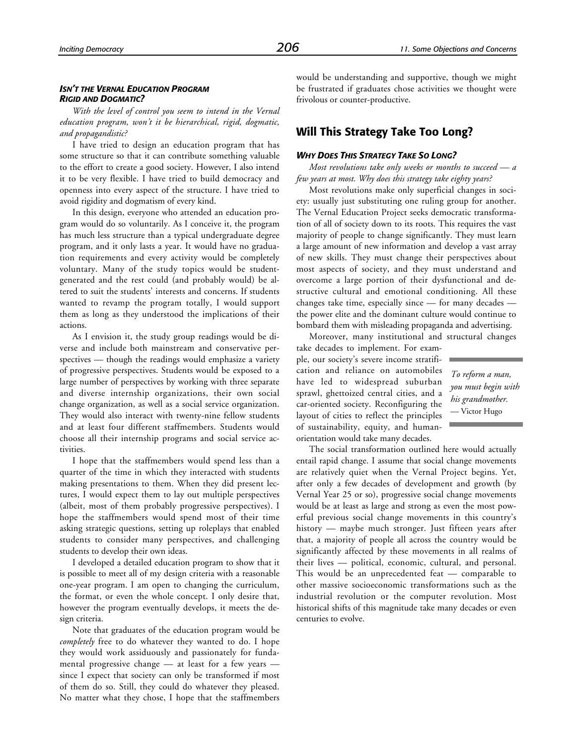#### *ISN'T THE VERNAL EDUCATION PROGRAM RIGID AND DOGMATIC?*

*With the level of control you seem to intend in the Vernal education program, won't it be hierarchical, rigid, dogmatic, and propagandistic?*

I have tried to design an education program that has some structure so that it can contribute something valuable to the effort to create a good society. However, I also intend it to be very flexible. I have tried to build democracy and openness into every aspect of the structure. I have tried to avoid rigidity and dogmatism of every kind.

In this design, everyone who attended an education program would do so voluntarily. As I conceive it, the program has much less structure than a typical undergraduate degree program, and it only lasts a year. It would have no graduation requirements and every activity would be completely voluntary. Many of the study topics would be student-generated and the rest could (and probably would) be altered to suit the students' interests and concerns. If students wanted to revamp the program totally, I would support them as long as they understood the implications of their actions.

As I envision it, the study group readings would be diverse and include both mainstream and conservative perspectives — though the readings would emphasize a variety of progressive perspectives. Students would be exposed to a large number of perspectives by working with three separate and diverse internship organizations, their own social change organization, as well as a social service organization. They would also interact with twenty-nine fellow students and at least four different staffmembers. Students would choose all their internship programs and social service activities.

I hope that the staffmembers would spend less than a quarter of the time in which they interacted with students making presentations to them. When they did present lectures, I would expect them to lay out multiple perspectives (albeit, most of them probably progressive perspectives). I hope the staffmembers would spend most of their time asking strategic questions, setting up roleplays that enabled students to consider many perspectives, and challenging students to develop their own ideas.

I developed a detailed education program to show that it is possible to meet all of my design criteria with a reasonable one-year program. I am open to changing the curriculum, the format, or even the whole concept. I only desire that, however the program eventually develops, it meets the design criteria.

Note that graduates of the education program would be *completely* free to do whatever they wanted to do. I hope they would work assiduously and passionately for fundamental progressive change — at least for a few years — since I expect that society can only be transformed if most of them do so. Still, they could do whatever they pleased. No matter what they chose, I hope that the staffmembers would be understanding and supportive, though we might be frustrated if graduates chose activities we thought were frivolous or counter-productive.

## Will This Strategy Take Too Long?

#### *WHY DOES THIS STRATEGY TAKE SO LONG?*

*Most revolutions take only weeks or months to succeed — a few years at most. Why does this strategy take eighty years?*

Most revolutions make only superficial changes in society: usually just substituting one ruling group for another. The Vernal Education Project seeks democratic transformation of all of society down to its roots. This requires the vast majority of people to change significantly. They must learn a large amount of new information and develop a vast array of new skills. They must change their perspectives about most aspects of society, and they must understand and overcome a large portion of their dysfunctional and destructive cultural and emotional conditioning. All these changes take time, especially since — for many decades — the power elite and the dominant culture would continue to bombard them with misleading propaganda and advertising.

Moreover, many institutional and structural changes take decades to implement. For example, our society's severe income stratification and reliance on automobiles have led to widespread suburban sprawl, ghettoized central cities, and a car-oriented society. Reconfiguring the layout of cities to reflect the principles of sustainability, equity, and human-orientation would take many decades.

> *To reform a man, you must begin with his grandmother.*
> — Victor Hugo

The social transformation outlined here would actually entail rapid change. I assume that social change movements are relatively quiet when the Vernal Project begins. Yet, after only a few decades of development and growth (by Vernal Year 25 or so), progressive social change movements would be at least as large and strong as even the most powerful previous social change movements in this country's history — maybe much stronger. Just fifteen years after that, a majority of people all across the country would be significantly affected by these movements in all realms of their lives — political, economic, cultural, and personal. This would be an unprecedented feat — comparable to other massive socioeconomic transformations such as the industrial revolution or the computer revolution. Most historical shifts of this magnitude take many decades or even centuries to evolve.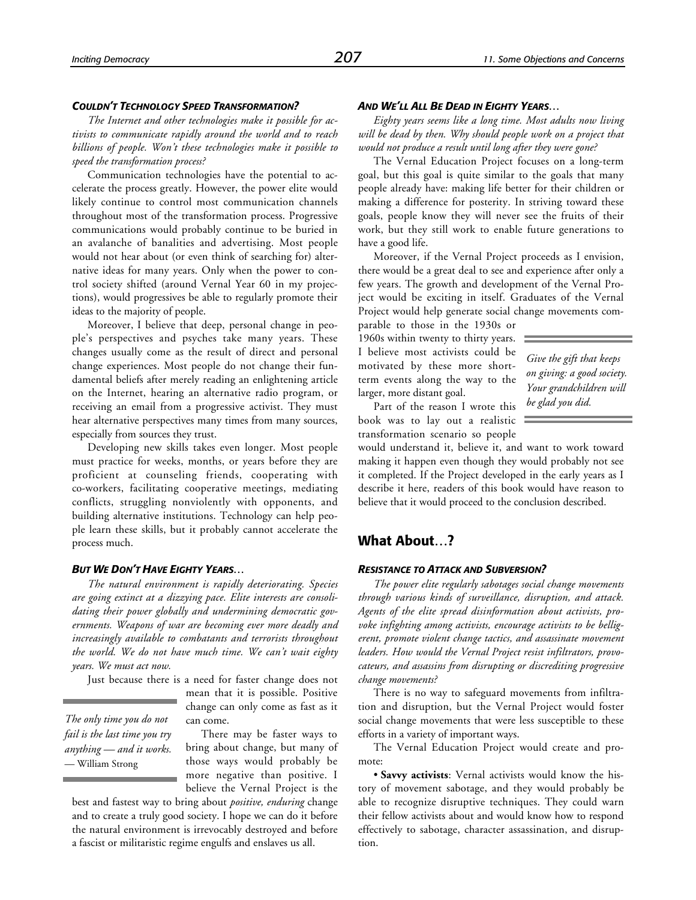#### *Couldn't Technology Speed Transformation?*

*The Internet and other technologies make it possible for activists to communicate rapidly around the world and to reach billions of people. Won't these technologies make it possible to speed the transformation process?*

Communication technologies have the potential to accelerate the process greatly. However, the power elite would likely continue to control most communication channels throughout most of the transformation process. Progressive communications would probably continue to be buried in an avalanche of banalities and advertising. Most people would not hear about (or even think of searching for) alternative ideas for many years. Only when the power to control society shifted (around Vernal Year 60 in my projections), would progressives be able to regularly promote their ideas to the majority of people.

Moreover, I believe that deep, personal change in people's perspectives and psyches take many years. These changes usually come as the result of direct and personal change experiences. Most people do not change their fundamental beliefs after merely reading an enlightening article on the Internet, hearing an alternative radio program, or receiving an email from a progressive activist. They must hear alternative perspectives many times from many sources, especially from sources they trust.

Developing new skills takes even longer. Most people must practice for weeks, months, or years before they are proficient at counseling friends, cooperating with co-workers, facilitating cooperative meetings, mediating conflicts, struggling nonviolently with opponents, and building alternative institutions. Technology can help people learn these skills, but it probably cannot accelerate the process much.

#### *But We Don't Have Eighty Years…*

*The natural environment is rapidly deteriorating. Species are going extinct at a dizzying pace. Elite interests are consolidating their power globally and undermining democratic governments. Weapons of war are becoming ever more deadly and increasingly available to combatants and terrorists throughout the world. We do not have much time. We can't wait eighty years. We must act now.*

Just because there is a need for faster change does not mean that it is possible. Positive change can only come as fast as it can come.

> *The only time you do not fail is the last time you try anything — and it works.*
> — William Strong

There may be faster ways to bring about change, but many of those ways would probably be more negative than positive. I believe the Vernal Project is the best and fastest way to bring about *positive, enduring* change and to create a truly good society. I hope we can do it before the natural environment is irrevocably destroyed and before a fascist or militaristic regime engulfs and enslaves us all.

#### *And We'll All Be Dead in Eighty Years…*

*Eighty years seems like a long time. Most adults now living will be dead by then. Why should people work on a project that would not produce a result until long after they were gone?*

The Vernal Education Project focuses on a long-term goal, but this goal is quite similar to the goals that many people already have: making life better for their children or making a difference for posterity. In striving toward these goals, people know they will never see the fruits of their work, but they still work to enable future generations to have a good life.

Moreover, if the Vernal Project proceeds as I envision, there would be a great deal to see and experience after only a few years. The growth and development of the Vernal Project would be exciting in itself. Graduates of the Vernal Project would help generate social change movements comparable to those in the 1930s or 1960s within twenty to thirty years. I believe most activists could be motivated by these more short-term events along the way to the larger, more distant goal.

> *Give the gift that keeps on giving: a good society. Your grandchildren will be glad you did.*

Part of the reason I wrote this book was to lay out a realistic transformation scenario so people would understand it, believe it, and want to work toward making it happen even though they would probably not see it completed. If the Project developed in the early years as I describe it here, readers of this book would have reason to believe that it would proceed to the conclusion described.

## What About…?

#### *Resistance to Attack and Subversion?*

*The power elite regularly sabotages social change movements through various kinds of surveillance, disruption, and attack. Agents of the elite spread disinformation about activists, provoke infighting among activists, encourage activists to be belligerent, promote violent change tactics, and assassinate movement leaders. How would the Vernal Project resist infiltrators, provocateurs, and assassins from disrupting or discrediting progressive change movements?*

There is no way to safeguard movements from infiltration and disruption, but the Vernal Project would foster social change movements that were less susceptible to these efforts in a variety of important ways.

The Vernal Education Project would create and promote:

- **Savvy activists**: Vernal activists would know the history of movement sabotage, and they would probably be able to recognize disruptive techniques. They could warn their fellow activists about and would know how to respond effectively to sabotage, character assassination, and disruption.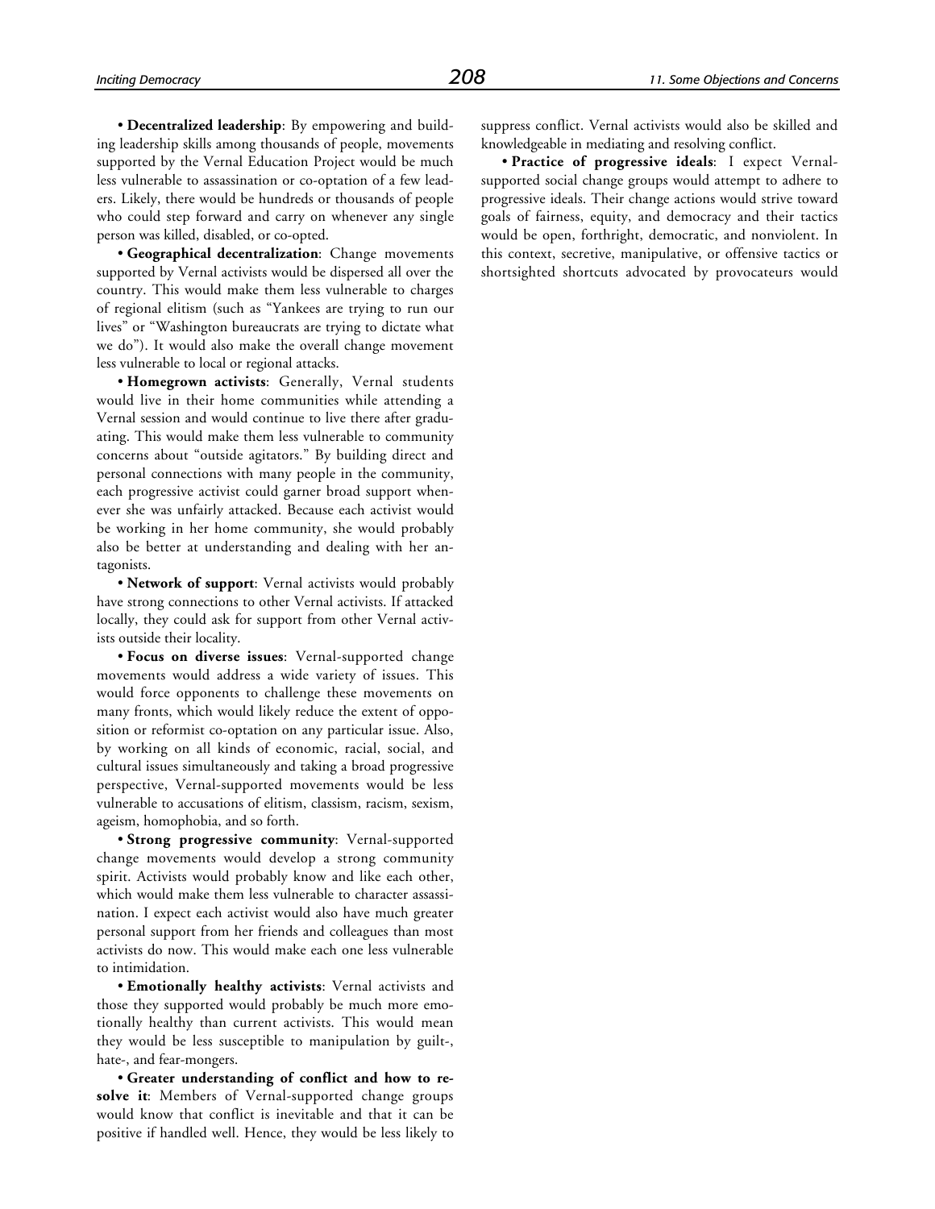• **Decentralized leadership**: By empowering and building leadership skills among thousands of people, movements supported by the Vernal Education Project would be much less vulnerable to assassination or co-optation of a few leaders. Likely, there would be hundreds or thousands of people who could step forward and carry on whenever any single person was killed, disabled, or co-opted.

• **Geographical decentralization**: Change movements supported by Vernal activists would be dispersed all over the country. This would make them less vulnerable to charges of regional elitism (such as "Yankees are trying to run our lives" or "Washington bureaucrats are trying to dictate what we do"). It would also make the overall change movement less vulnerable to local or regional attacks.

• **Homegrown activists**: Generally, Vernal students would live in their home communities while attending a Vernal session and would continue to live there after graduating. This would make them less vulnerable to community concerns about "outside agitators." By building direct and personal connections with many people in the community, each progressive activist could garner broad support whenever she was unfairly attacked. Because each activist would be working in her home community, she would probably also be better at understanding and dealing with her antagonists.

• **Network of support**: Vernal activists would probably have strong connections to other Vernal activists. If attacked locally, they could ask for support from other Vernal activists outside their locality.

• **Focus on diverse issues**: Vernal-supported change movements would address a wide variety of issues. This would force opponents to challenge these movements on many fronts, which would likely reduce the extent of opposition or reformist co-optation on any particular issue. Also, by working on all kinds of economic, racial, social, and cultural issues simultaneously and taking a broad progressive perspective, Vernal-supported movements would be less vulnerable to accusations of elitism, classism, racism, sexism, ageism, homophobia, and so forth.

• **Strong progressive community**: Vernal-supported change movements would develop a strong community spirit. Activists would probably know and like each other, which would make them less vulnerable to character assassination. I expect each activist would also have much greater personal support from her friends and colleagues than most activists do now. This would make each one less vulnerable to intimidation.

• **Emotionally healthy activists**: Vernal activists and those they supported would probably be much more emotionally healthy than current activists. This would mean they would be less susceptible to manipulation by guilt-, hate-, and fear-mongers.

• **Greater understanding of conflict and how to resolve it**: Members of Vernal-supported change groups would know that conflict is inevitable and that it can be positive if handled well. Hence, they would be less likely to suppress conflict. Vernal activists would also be skilled and knowledgeable in mediating and resolving conflict.

• **Practice of progressive ideals**: I expect Vernal-supported social change groups would attempt to adhere to progressive ideals. Their change actions would strive toward goals of fairness, equity, and democracy and their tactics would be open, forthright, democratic, and nonviolent. In this context, secretive, manipulative, or offensive tactics or shortsighted shortcuts advocated by provocateurs would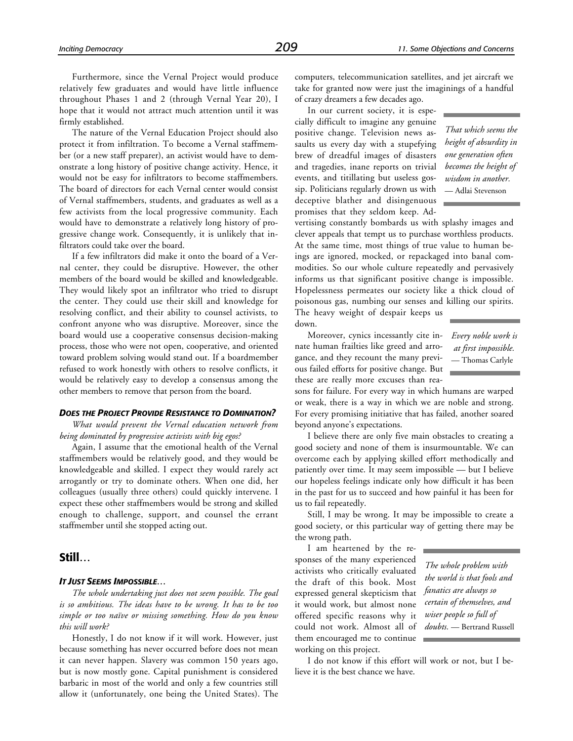Furthermore, since the Vernal Project would produce relatively few graduates and would have little influence throughout Phases 1 and 2 (through Vernal Year 20), I hope that it would not attract much attention until it was firmly established.

The nature of the Vernal Education Project should also protect it from infiltration. To become a Vernal staffmember (or a new staff preparer), an activist would have to demonstrate a long history of positive change activity. Hence, it would not be easy for infiltrators to become staffmembers. The board of directors for each Vernal center would consist of Vernal staffmembers, students, and graduates as well as a few activists from the local progressive community. Each would have to demonstrate a relatively long history of progressive change work. Consequently, it is unlikely that infiltrators could take over the board.

If a few infiltrators did make it onto the board of a Vernal center, they could be disruptive. However, the other members of the board would be skilled and knowledgeable. They would likely spot an infiltrator who tried to disrupt the center. They could use their skill and knowledge for resolving conflict, and their ability to counsel activists, to confront anyone who was disruptive. Moreover, since the board would use a cooperative consensus decision-making process, those who were not open, cooperative, and oriented toward problem solving would stand out. If a boardmember refused to work honestly with others to resolve conflicts, it would be relatively easy to develop a consensus among the other members to remove that person from the board.

#### *Does the Project Provide Resistance to Domination?*

*What would prevent the Vernal education network from being dominated by progressive activists with big egos?*

Again, I assume that the emotional health of the Vernal staffmembers would be relatively good, and they would be knowledgeable and skilled. I expect they would rarely act arrogantly or try to dominate others. When one did, her colleagues (usually three others) could quickly intervene. I expect these other staffmembers would be strong and skilled enough to challenge, support, and counsel the errant staffmember until she stopped acting out.

## Still…

#### *It Just Seems Impossible…*

*The whole undertaking just does not seem possible. The goal is so ambitious. The ideas have to be wrong. It has to be too simple or too naïve or missing something. How do you know this will work?*

Honestly, I do not know if it will work. However, just because something has never occurred before does not mean it can never happen. Slavery was common 150 years ago, but is now mostly gone. Capital punishment is considered barbaric in most of the world and only a few countries still allow it (unfortunately, one being the United States). The computers, telecommunication satellites, and jet aircraft we take for granted now were just the imaginings of a handful of crazy dreamers a few decades ago.

> *That which seems the height of absurdity in one generation often becomes the height of wisdom in another.* — Adlai Stevenson

In our current society, it is especially difficult to imagine any genuine positive change. Television news assaults us every day with a stupefying brew of dreadful images of disasters and tragedies, inane reports on trivial events, and titillating but useless gossip. Politicians regularly drown us with deceptive blather and disingenuous promises that they seldom keep. Advertising constantly bombards us with splashy images and clever appeals that tempt us to purchase worthless products. At the same time, most things of true value to human beings are ignored, mocked, or repackaged into banal commodities. So our whole culture repeatedly and pervasively informs us that significant positive change is impossible. Hopelessness permeates our society like a thick cloud of poisonous gas, numbing our senses and killing our spirits. The heavy weight of despair keeps us down.

> *Every noble work is at first impossible.* — Thomas Carlyle

Moreover, cynics incessantly cite innate human frailties like greed and arrogance, and they recount the many previous failed efforts for positive change. But these are really more excuses than reasons for failure. For every way in which humans are warped or weak, there is a way in which we are noble and strong. For every promising initiative that has failed, another soared beyond anyone's expectations.

I believe there are only five main obstacles to creating a good society and none of them is insurmountable. We can overcome each by applying skilled effort methodically and patiently over time. It may seem impossible — but I believe our hopeless feelings indicate only how difficult it has been in the past for us to succeed and how painful it has been for us to fail repeatedly.

Still, I may be wrong. It may be impossible to create a good society, or this particular way of getting there may be the wrong path.

> *The whole problem with the world is that fools and fanatics are always so certain of themselves, and wiser people so full of doubts.* — Bertrand Russell

I am heartened by the responses of the many experienced activists who critically evaluated the draft of this book. Most expressed general skepticism that it would work, but almost none offered specific reasons why it could not work. Almost all of them encouraged me to continue working on this project.

I do not know if this effort will work or not, but I believe it is the best chance we have.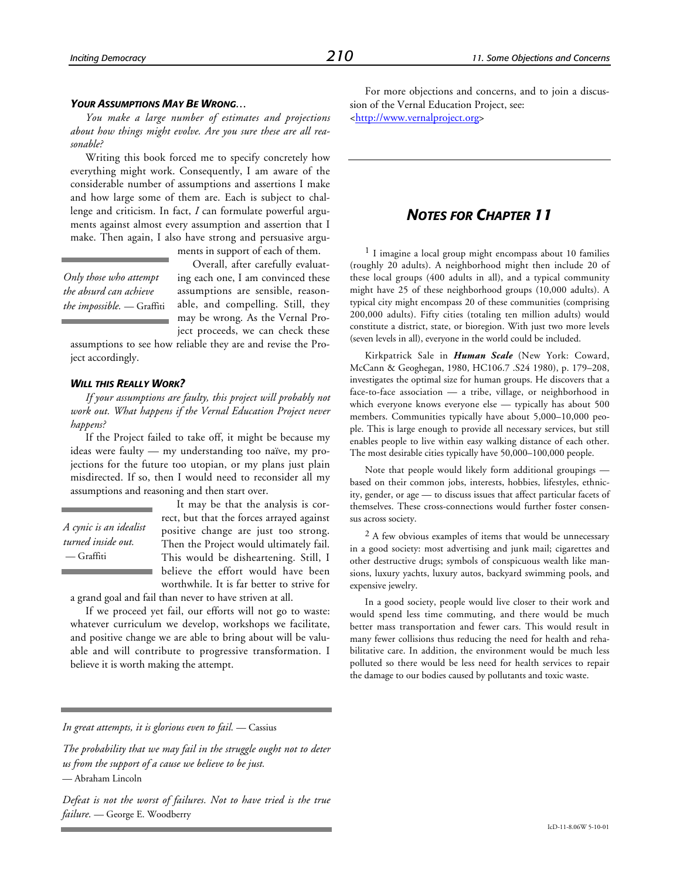### *YOUR ASSUMPTIONS MAY BE WRONG…*

*You make a large number of estimates and projections about how things might evolve. Are you sure these are all reasonable?*

Writing this book forced me to specify concretely how everything might work. Consequently, I am aware of the considerable number of assumptions and assertions I make and how large some of them are. Each is subject to challenge and criticism. In fact, *I* can formulate powerful arguments against almost every assumption and assertion that I make. Then again, I also have strong and persuasive arguments in support of each of them.

> *Only those who attempt the absurd can achieve the impossible.* — Graffiti

Overall, after carefully evaluating each one, I am convinced these assumptions are sensible, reasonable, and compelling. Still, they may be wrong. As the Vernal Project proceeds, we can check these assumptions to see how reliable they are and revise the Project accordingly.

### *WILL THIS REALLY WORK?*

*If your assumptions are faulty, this project will probably not work out. What happens if the Vernal Education Project never happens?*

If the Project failed to take off, it might be because my ideas were faulty — my understanding too naïve, my projections for the future too utopian, or my plans just plain misdirected. If so, then I would need to reconsider all my assumptions and reasoning and then start over.

> *A cynic is an idealist turned inside out.* — Graffiti

It may be that the analysis is correct, but that the forces arrayed against positive change are just too strong. Then the Project would ultimately fail. This would be disheartening. Still, I believe the effort would have been worthwhile. It is far better to strive for a grand goal and fail than never to have striven at all.

If we proceed yet fail, our efforts will not go to waste: whatever curriculum we develop, workshops we facilitate, and positive change we are able to bring about will be valuable and will contribute to progressive transformation. I believe it is worth making the attempt.

> *In great attempts, it is glorious even to fail.* — Cassius
>
> *The probability that we may fail in the struggle ought not to deter us from the support of a cause we believe to be just.*
> — Abraham Lincoln
>
> *Defeat is not the worst of failures. Not to have tried is the true failure.* — George E. Woodberry

For more objections and concerns, and to join a discussion of the Vernal Education Project, see:
<http://www.vernalproject.org>

## *NOTES FOR CHAPTER 11*

[1] I imagine a local group might encompass about 10 families (roughly 20 adults). A neighborhood might then include 20 of these local groups (400 adults in all), and a typical community might have 25 of these neighborhood groups (10,000 adults). A typical city might encompass 20 of these communities (comprising 200,000 adults). Fifty cities (totaling ten million adults) would constitute a district, state, or bioregion. With just two more levels (seven levels in all), everyone in the world could be included.

Kirkpatrick Sale in ***Human Scale*** (New York: Coward, McCann & Geoghegan, 1980, HC106.7 .S24 1980), p. 179–208, investigates the optimal size for human groups. He discovers that a face-to-face association — a tribe, village, or neighborhood in which everyone knows everyone else — typically has about 500 members. Communities typically have about 5,000–10,000 people. This is large enough to provide all necessary services, but still enables people to live within easy walking distance of each other. The most desirable cities typically have 50,000–100,000 people.

Note that people would likely form additional groupings — based on their common jobs, interests, hobbies, lifestyles, ethnicity, gender, or age — to discuss issues that affect particular facets of themselves. These cross-connections would further foster consensus across society.

[2] A few obvious examples of items that would be unnecessary in a good society: most advertising and junk mail; cigarettes and other destructive drugs; symbols of conspicuous wealth like mansions, luxury yachts, luxury autos, backyard swimming pools, and expensive jewelry.

In a good society, people would live closer to their work and would spend less time commuting, and there would be much better mass transportation and fewer cars. This would result in many fewer collisions thus reducing the need for health and rehabilitative care. In addition, the environment would be much less polluted so there would be less need for health services to repair the damage to our bodies caused by pollutants and toxic waste.